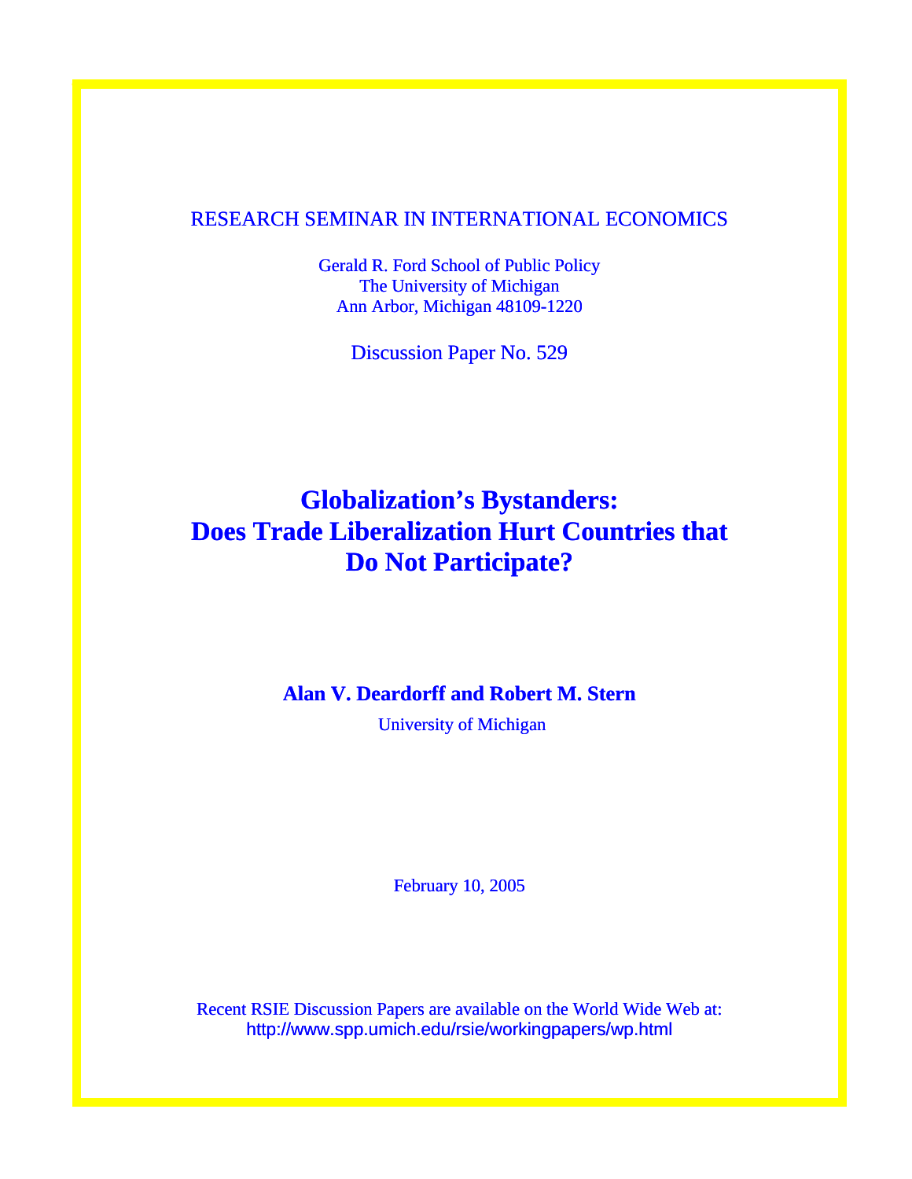RESEARCH SEMINAR IN INTERNATIONAL ECONOMICS

Gerald R. Ford School of Public Policy
The University of Michigan
Ann Arbor, Michigan 48109-1220

Discussion Paper No. 529

# Globalization's Bystanders: Does Trade Liberalization Hurt Countries that Do Not Participate?

**Alan V. Deardorff and Robert M. Stern**

University of Michigan

February 10, 2005

Recent RSIE Discussion Papers are available on the World Wide Web at:
http://www.spp.umich.edu/rsie/workingpapers/wp.html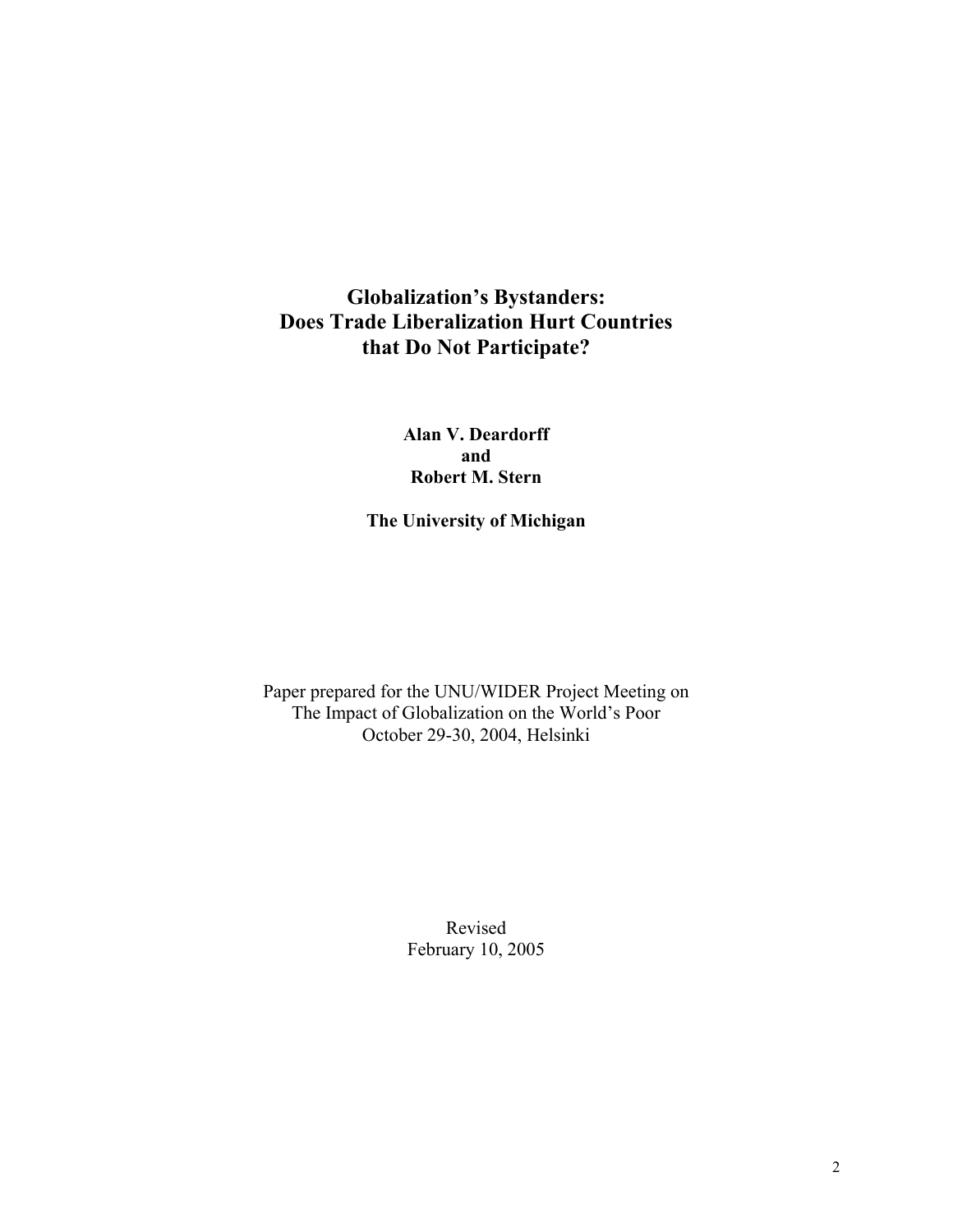# Globalization's Bystanders: Does Trade Liberalization Hurt Countries that Do Not Participate?

**Alan V. Deardorff**
**and**
**Robert M. Stern**

**The University of Michigan**

Paper prepared for the UNU/WIDER Project Meeting on
The Impact of Globalization on the World's Poor
October 29-30, 2004, Helsinki

Revised
February 10, 2005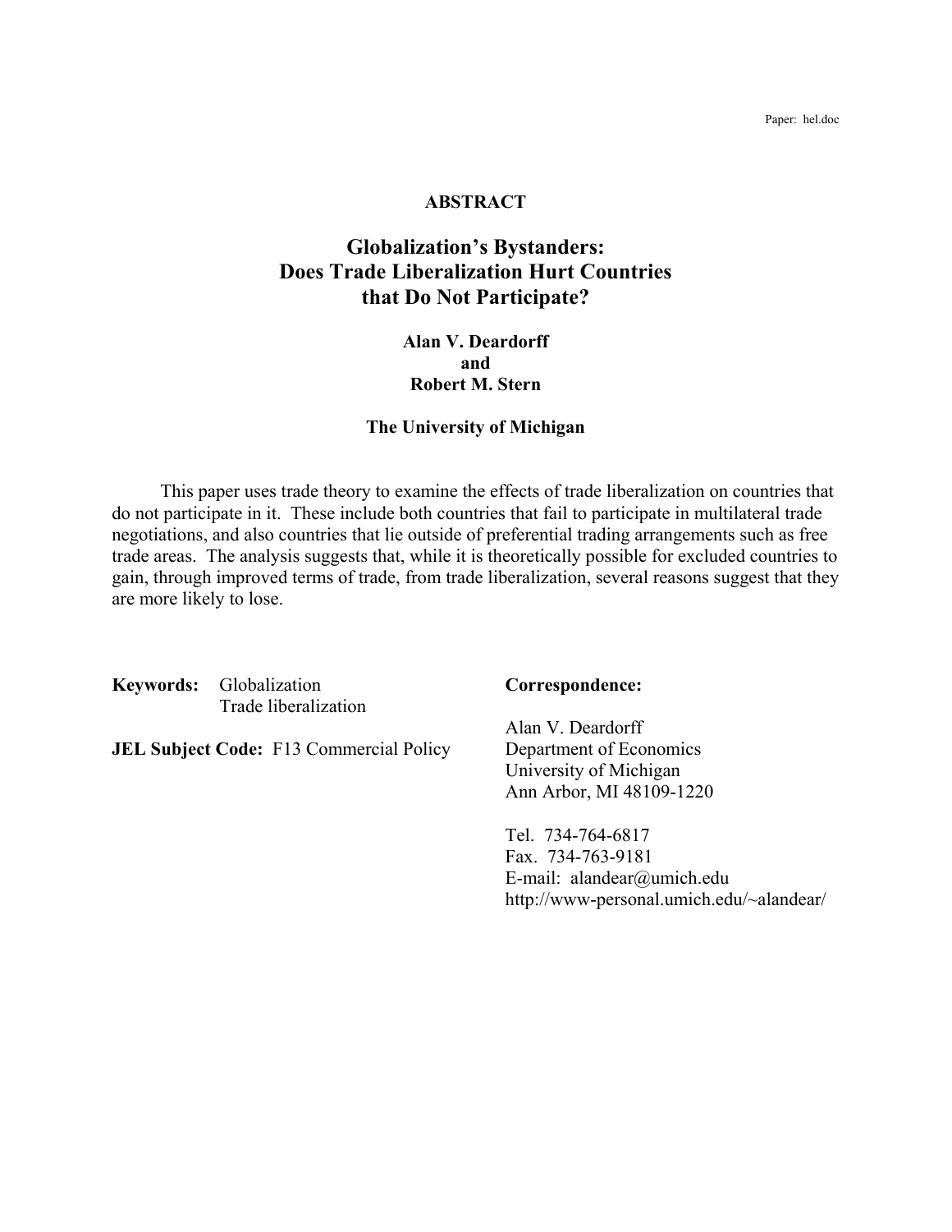Paper: hel.doc

**ABSTRACT**

# Globalization's Bystanders: Does Trade Liberalization Hurt Countries that Do Not Participate?

**Alan V. Deardorff**
**and**
**Robert M. Stern**

**The University of Michigan**

This paper uses trade theory to examine the effects of trade liberalization on countries that do not participate in it. These include both countries that fail to participate in multilateral trade negotiations, and also countries that lie outside of preferential trading arrangements such as free trade areas. The analysis suggests that, while it is theoretically possible for excluded countries to gain, through improved terms of trade, from trade liberalization, several reasons suggest that they are more likely to lose.

**Keywords:** Globalization
Trade liberalization

**JEL Subject Code:** F13 Commercial Policy

**Correspondence:**

Alan V. Deardorff
Department of Economics
University of Michigan
Ann Arbor, MI 48109-1220

Tel. 734-764-6817
Fax. 734-763-9181
E-mail: alandear@umich.edu
http://www-personal.umich.edu/~alandear/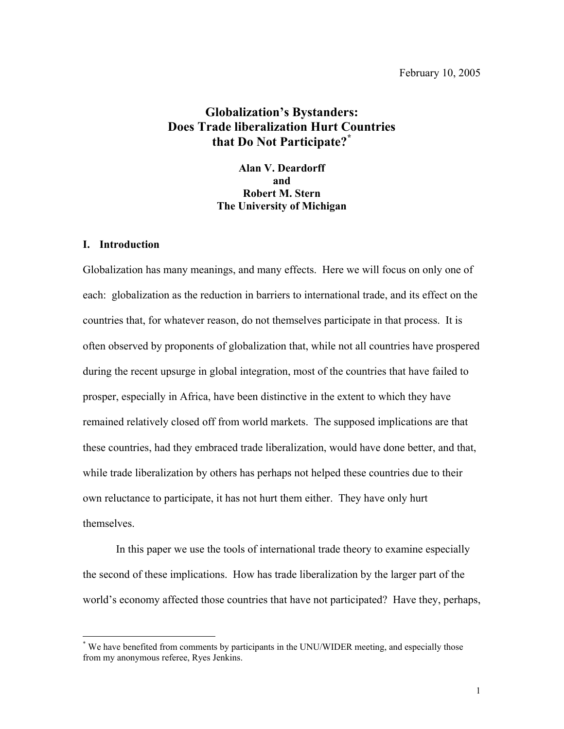February 10, 2005

# Globalization's Bystanders: Does Trade liberalization Hurt Countries that Do Not Participate?[*]

**Alan V. Deardorff**
**and**
**Robert M. Stern**
**The University of Michigan**

## I. Introduction

Globalization has many meanings, and many effects. Here we will focus on only one of each: globalization as the reduction in barriers to international trade, and its effect on the countries that, for whatever reason, do not themselves participate in that process. It is often observed by proponents of globalization that, while not all countries have prospered during the recent upsurge in global integration, most of the countries that have failed to prosper, especially in Africa, have been distinctive in the extent to which they have remained relatively closed off from world markets. The supposed implications are that these countries, had they embraced trade liberalization, would have done better, and that, while trade liberalization by others has perhaps not helped these countries due to their own reluctance to participate, it has not hurt them either. They have only hurt themselves.

In this paper we use the tools of international trade theory to examine especially the second of these implications. How has trade liberalization by the larger part of the world's economy affected those countries that have not participated? Have they, perhaps,

[*] We have benefited from comments by participants in the UNU/WIDER meeting, and especially those from my anonymous referee, Ryes Jenkins.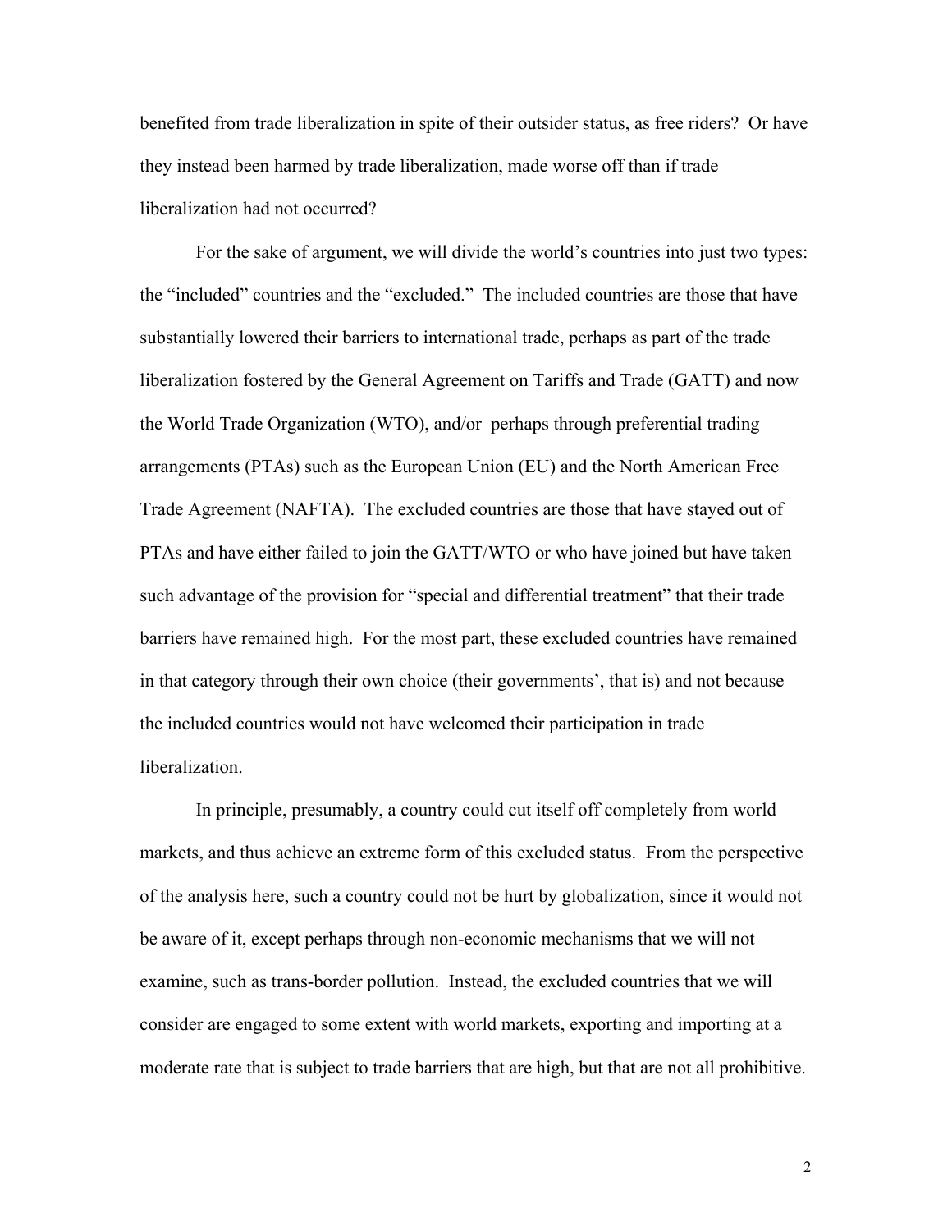benefited from trade liberalization in spite of their outsider status, as free riders? Or have they instead been harmed by trade liberalization, made worse off than if trade liberalization had not occurred?

For the sake of argument, we will divide the world's countries into just two types: the "included" countries and the "excluded." The included countries are those that have substantially lowered their barriers to international trade, perhaps as part of the trade liberalization fostered by the General Agreement on Tariffs and Trade (GATT) and now the World Trade Organization (WTO), and/or perhaps through preferential trading arrangements (PTAs) such as the European Union (EU) and the North American Free Trade Agreement (NAFTA). The excluded countries are those that have stayed out of PTAs and have either failed to join the GATT/WTO or who have joined but have taken such advantage of the provision for "special and differential treatment" that their trade barriers have remained high. For the most part, these excluded countries have remained in that category through their own choice (their governments', that is) and not because the included countries would not have welcomed their participation in trade liberalization.

In principle, presumably, a country could cut itself off completely from world markets, and thus achieve an extreme form of this excluded status. From the perspective of the analysis here, such a country could not be hurt by globalization, since it would not be aware of it, except perhaps through non-economic mechanisms that we will not examine, such as trans-border pollution. Instead, the excluded countries that we will consider are engaged to some extent with world markets, exporting and importing at a moderate rate that is subject to trade barriers that are high, but that are not all prohibitive.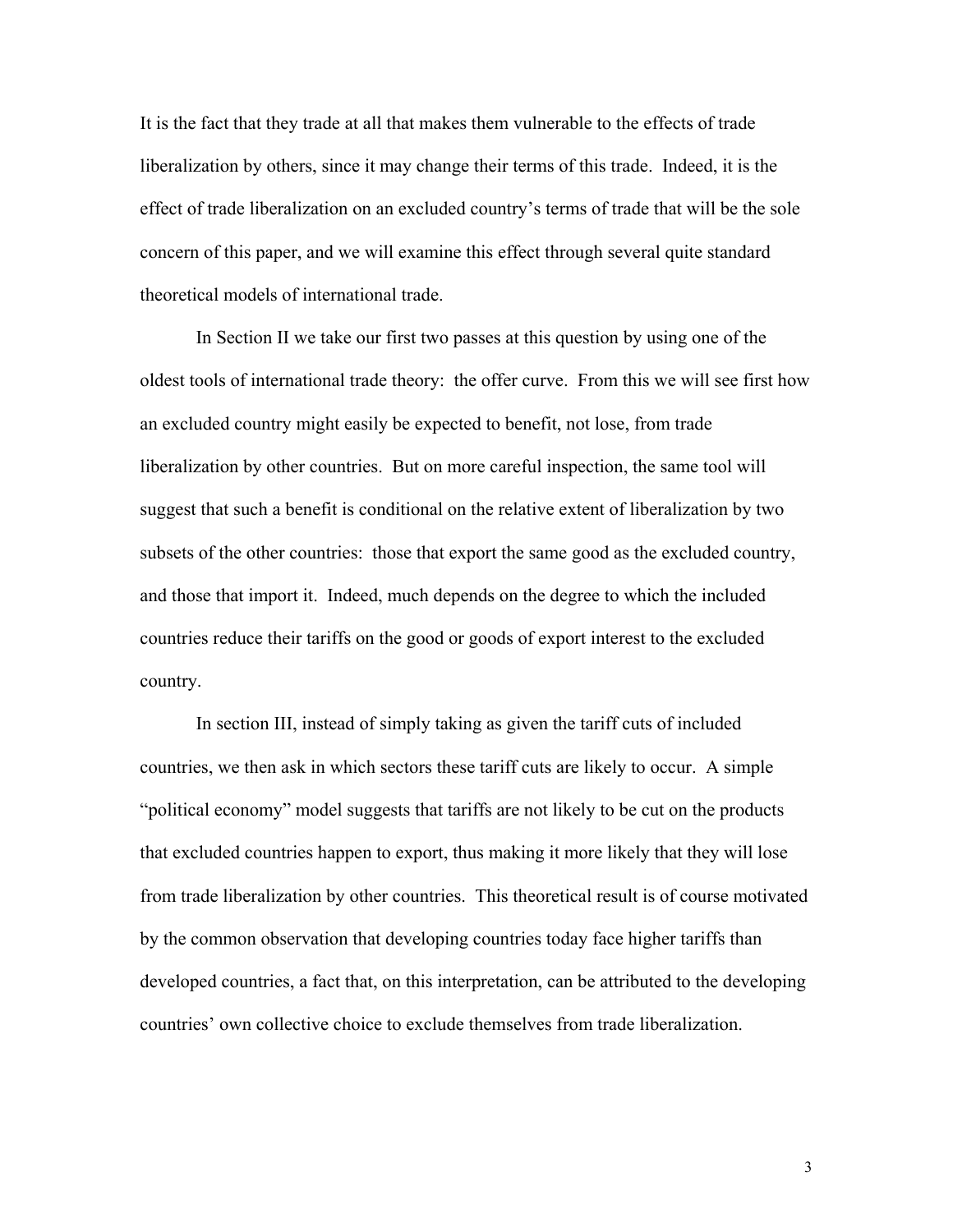It is the fact that they trade at all that makes them vulnerable to the effects of trade liberalization by others, since it may change their terms of this trade. Indeed, it is the effect of trade liberalization on an excluded country's terms of trade that will be the sole concern of this paper, and we will examine this effect through several quite standard theoretical models of international trade.

In Section II we take our first two passes at this question by using one of the oldest tools of international trade theory: the offer curve. From this we will see first how an excluded country might easily be expected to benefit, not lose, from trade liberalization by other countries. But on more careful inspection, the same tool will suggest that such a benefit is conditional on the relative extent of liberalization by two subsets of the other countries: those that export the same good as the excluded country, and those that import it. Indeed, much depends on the degree to which the included countries reduce their tariffs on the good or goods of export interest to the excluded country.

In section III, instead of simply taking as given the tariff cuts of included countries, we then ask in which sectors these tariff cuts are likely to occur. A simple "political economy" model suggests that tariffs are not likely to be cut on the products that excluded countries happen to export, thus making it more likely that they will lose from trade liberalization by other countries. This theoretical result is of course motivated by the common observation that developing countries today face higher tariffs than developed countries, a fact that, on this interpretation, can be attributed to the developing countries' own collective choice to exclude themselves from trade liberalization.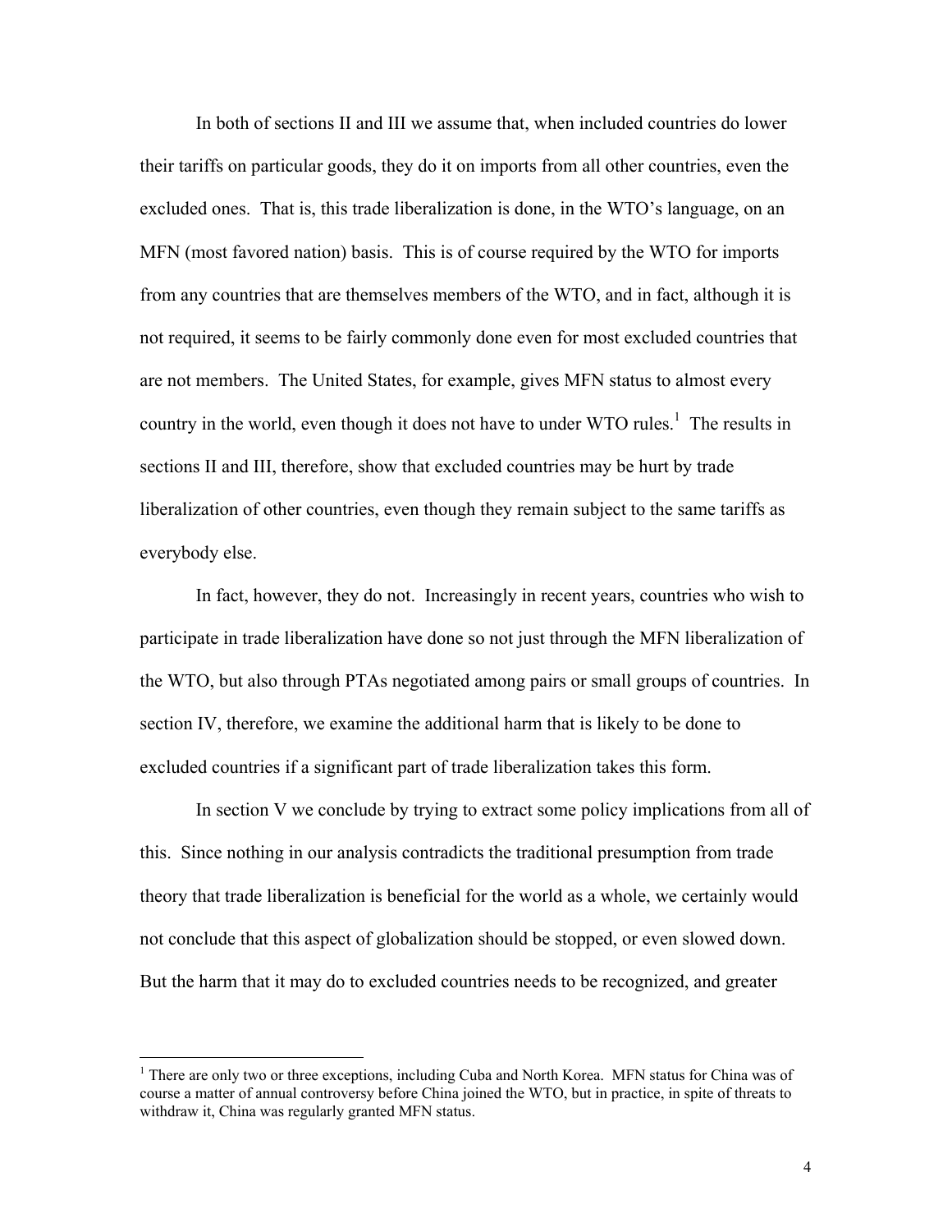In both of sections II and III we assume that, when included countries do lower their tariffs on particular goods, they do it on imports from all other countries, even the excluded ones. That is, this trade liberalization is done, in the WTO's language, on an MFN (most favored nation) basis. This is of course required by the WTO for imports from any countries that are themselves members of the WTO, and in fact, although it is not required, it seems to be fairly commonly done even for most excluded countries that are not members. The United States, for example, gives MFN status to almost every country in the world, even though it does not have to under WTO rules.[1] The results in sections II and III, therefore, show that excluded countries may be hurt by trade liberalization of other countries, even though they remain subject to the same tariffs as everybody else.

In fact, however, they do not. Increasingly in recent years, countries who wish to participate in trade liberalization have done so not just through the MFN liberalization of the WTO, but also through PTAs negotiated among pairs or small groups of countries. In section IV, therefore, we examine the additional harm that is likely to be done to excluded countries if a significant part of trade liberalization takes this form.

In section V we conclude by trying to extract some policy implications from all of this. Since nothing in our analysis contradicts the traditional presumption from trade theory that trade liberalization is beneficial for the world as a whole, we certainly would not conclude that this aspect of globalization should be stopped, or even slowed down. But the harm that it may do to excluded countries needs to be recognized, and greater

---

[1] There are only two or three exceptions, including Cuba and North Korea. MFN status for China was of course a matter of annual controversy before China joined the WTO, but in practice, in spite of threats to withdraw it, China was regularly granted MFN status.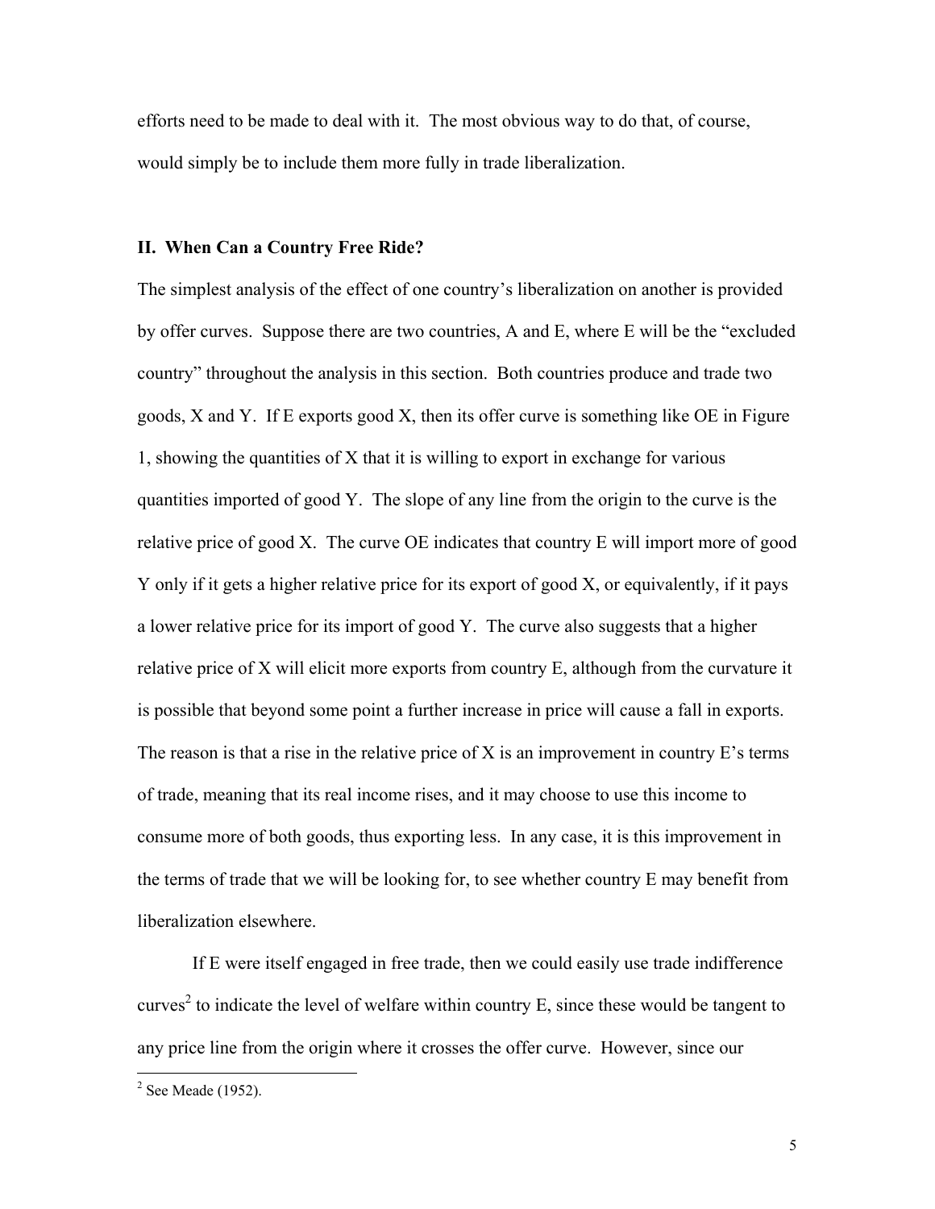efforts need to be made to deal with it. The most obvious way to do that, of course, would simply be to include them more fully in trade liberalization.

## II. When Can a Country Free Ride?

The simplest analysis of the effect of one country's liberalization on another is provided by offer curves. Suppose there are two countries, A and E, where E will be the "excluded country" throughout the analysis in this section. Both countries produce and trade two goods, X and Y. If E exports good X, then its offer curve is something like OE in Figure 1, showing the quantities of X that it is willing to export in exchange for various quantities imported of good Y. The slope of any line from the origin to the curve is the relative price of good X. The curve OE indicates that country E will import more of good Y only if it gets a higher relative price for its export of good X, or equivalently, if it pays a lower relative price for its import of good Y. The curve also suggests that a higher relative price of X will elicit more exports from country E, although from the curvature it is possible that beyond some point a further increase in price will cause a fall in exports. The reason is that a rise in the relative price of X is an improvement in country E's terms of trade, meaning that its real income rises, and it may choose to use this income to consume more of both goods, thus exporting less. In any case, it is this improvement in the terms of trade that we will be looking for, to see whether country E may benefit from liberalization elsewhere.

If E were itself engaged in free trade, then we could easily use trade indifference curves[2] to indicate the level of welfare within country E, since these would be tangent to any price line from the origin where it crosses the offer curve. However, since our

[2] See Meade (1952).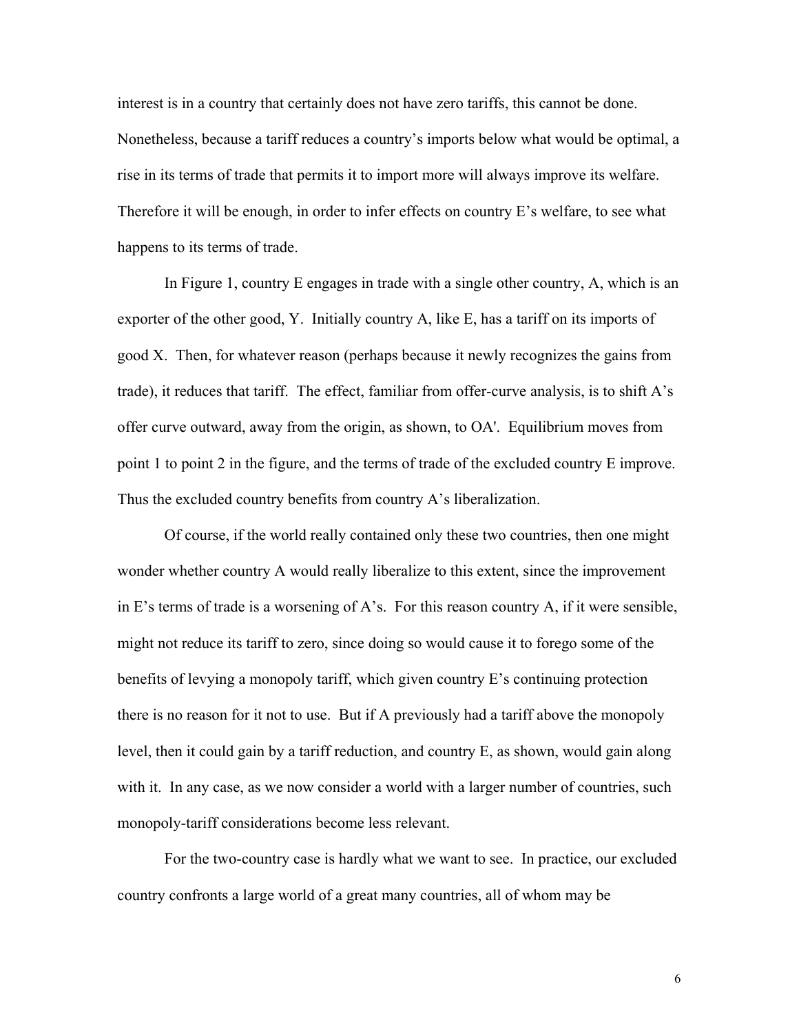interest is in a country that certainly does not have zero tariffs, this cannot be done. Nonetheless, because a tariff reduces a country's imports below what would be optimal, a rise in its terms of trade that permits it to import more will always improve its welfare. Therefore it will be enough, in order to infer effects on country E's welfare, to see what happens to its terms of trade.

In Figure 1, country E engages in trade with a single other country, A, which is an exporter of the other good, Y. Initially country A, like E, has a tariff on its imports of good X. Then, for whatever reason (perhaps because it newly recognizes the gains from trade), it reduces that tariff. The effect, familiar from offer-curve analysis, is to shift A's offer curve outward, away from the origin, as shown, to OA'. Equilibrium moves from point 1 to point 2 in the figure, and the terms of trade of the excluded country E improve. Thus the excluded country benefits from country A's liberalization.

Of course, if the world really contained only these two countries, then one might wonder whether country A would really liberalize to this extent, since the improvement in E's terms of trade is a worsening of A's. For this reason country A, if it were sensible, might not reduce its tariff to zero, since doing so would cause it to forego some of the benefits of levying a monopoly tariff, which given country E's continuing protection there is no reason for it not to use. But if A previously had a tariff above the monopoly level, then it could gain by a tariff reduction, and country E, as shown, would gain along with it. In any case, as we now consider a world with a larger number of countries, such monopoly-tariff considerations become less relevant.

For the two-country case is hardly what we want to see. In practice, our excluded country confronts a large world of a great many countries, all of whom may be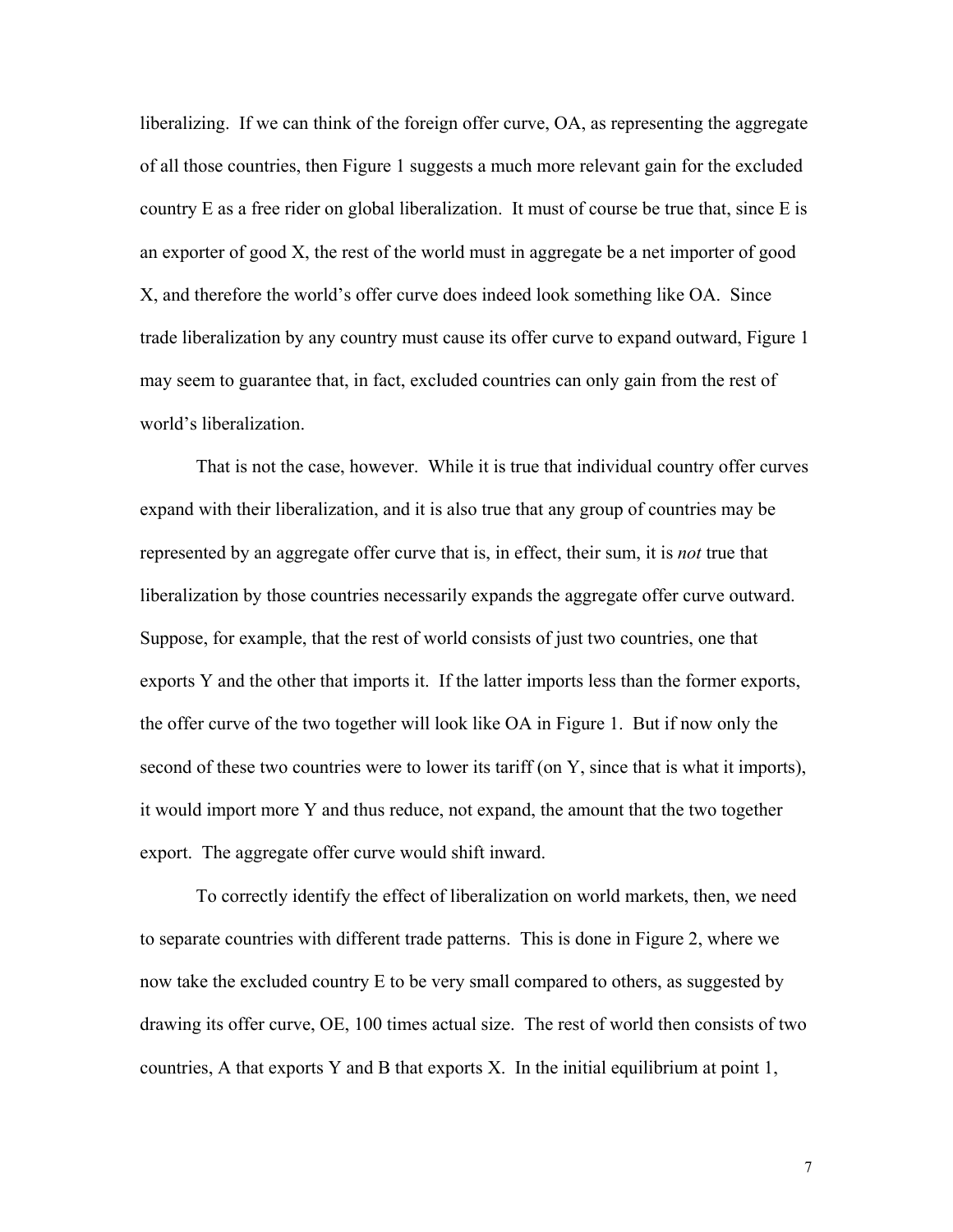liberalizing. If we can think of the foreign offer curve, OA, as representing the aggregate of all those countries, then Figure 1 suggests a much more relevant gain for the excluded country E as a free rider on global liberalization. It must of course be true that, since E is an exporter of good X, the rest of the world must in aggregate be a net importer of good X, and therefore the world's offer curve does indeed look something like OA. Since trade liberalization by any country must cause its offer curve to expand outward, Figure 1 may seem to guarantee that, in fact, excluded countries can only gain from the rest of world's liberalization.

That is not the case, however. While it is true that individual country offer curves expand with their liberalization, and it is also true that any group of countries may be represented by an aggregate offer curve that is, in effect, their sum, it is *not* true that liberalization by those countries necessarily expands the aggregate offer curve outward. Suppose, for example, that the rest of world consists of just two countries, one that exports Y and the other that imports it. If the latter imports less than the former exports, the offer curve of the two together will look like OA in Figure 1. But if now only the second of these two countries were to lower its tariff (on Y, since that is what it imports), it would import more Y and thus reduce, not expand, the amount that the two together export. The aggregate offer curve would shift inward.

To correctly identify the effect of liberalization on world markets, then, we need to separate countries with different trade patterns. This is done in Figure 2, where we now take the excluded country E to be very small compared to others, as suggested by drawing its offer curve, OE, 100 times actual size. The rest of world then consists of two countries, A that exports Y and B that exports X. In the initial equilibrium at point 1,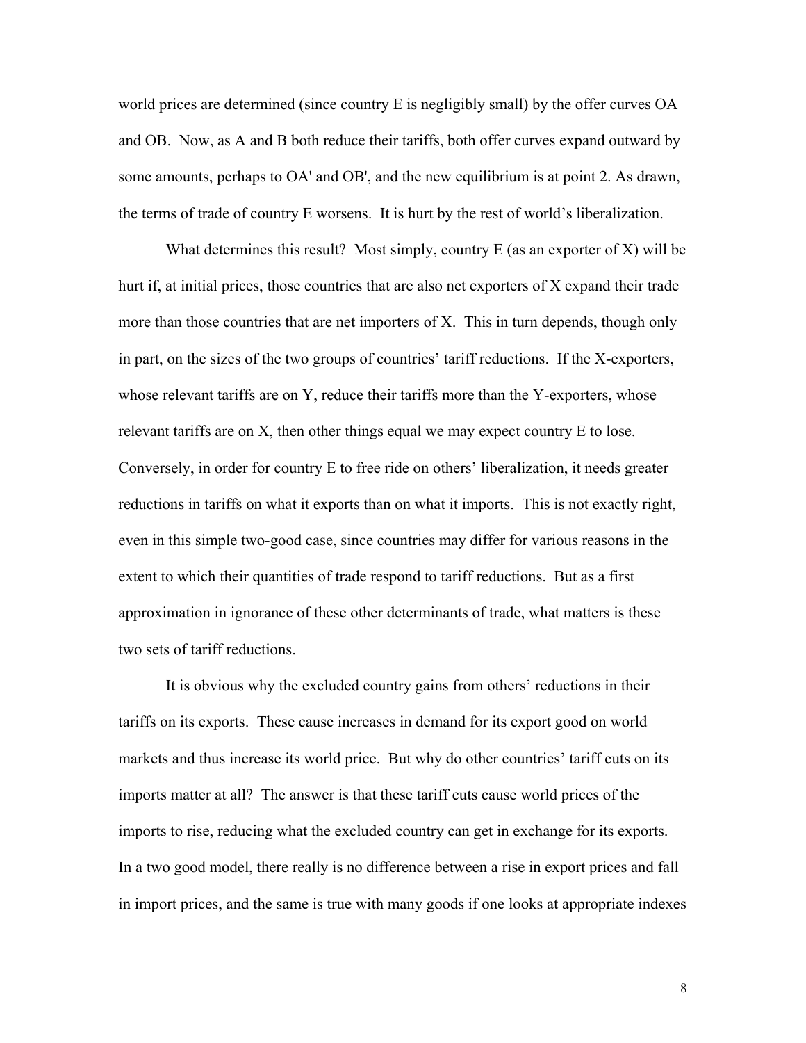world prices are determined (since country E is negligibly small) by the offer curves OA and OB. Now, as A and B both reduce their tariffs, both offer curves expand outward by some amounts, perhaps to OA' and OB', and the new equilibrium is at point 2. As drawn, the terms of trade of country E worsens. It is hurt by the rest of world's liberalization.

What determines this result? Most simply, country E (as an exporter of X) will be hurt if, at initial prices, those countries that are also net exporters of X expand their trade more than those countries that are net importers of X. This in turn depends, though only in part, on the sizes of the two groups of countries' tariff reductions. If the X-exporters, whose relevant tariffs are on Y, reduce their tariffs more than the Y-exporters, whose relevant tariffs are on X, then other things equal we may expect country E to lose. Conversely, in order for country E to free ride on others' liberalization, it needs greater reductions in tariffs on what it exports than on what it imports. This is not exactly right, even in this simple two-good case, since countries may differ for various reasons in the extent to which their quantities of trade respond to tariff reductions. But as a first approximation in ignorance of these other determinants of trade, what matters is these two sets of tariff reductions.

It is obvious why the excluded country gains from others' reductions in their tariffs on its exports. These cause increases in demand for its export good on world markets and thus increase its world price. But why do other countries' tariff cuts on its imports matter at all? The answer is that these tariff cuts cause world prices of the imports to rise, reducing what the excluded country can get in exchange for its exports. In a two good model, there really is no difference between a rise in export prices and fall in import prices, and the same is true with many goods if one looks at appropriate indexes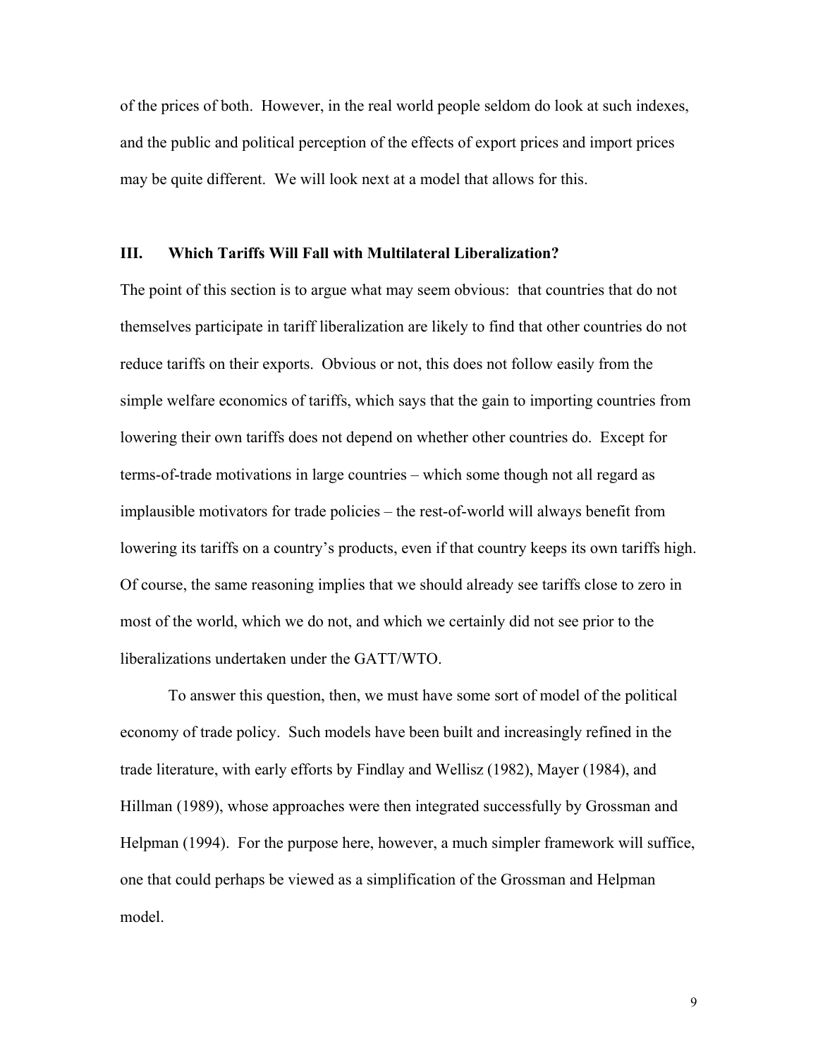of the prices of both. However, in the real world people seldom do look at such indexes, and the public and political perception of the effects of export prices and import prices may be quite different. We will look next at a model that allows for this.

## III. Which Tariffs Will Fall with Multilateral Liberalization?

The point of this section is to argue what may seem obvious: that countries that do not themselves participate in tariff liberalization are likely to find that other countries do not reduce tariffs on their exports. Obvious or not, this does not follow easily from the simple welfare economics of tariffs, which says that the gain to importing countries from lowering their own tariffs does not depend on whether other countries do. Except for terms-of-trade motivations in large countries – which some though not all regard as implausible motivators for trade policies – the rest-of-world will always benefit from lowering its tariffs on a country's products, even if that country keeps its own tariffs high. Of course, the same reasoning implies that we should already see tariffs close to zero in most of the world, which we do not, and which we certainly did not see prior to the liberalizations undertaken under the GATT/WTO.

To answer this question, then, we must have some sort of model of the political economy of trade policy. Such models have been built and increasingly refined in the trade literature, with early efforts by Findlay and Wellisz (1982), Mayer (1984), and Hillman (1989), whose approaches were then integrated successfully by Grossman and Helpman (1994). For the purpose here, however, a much simpler framework will suffice, one that could perhaps be viewed as a simplification of the Grossman and Helpman model.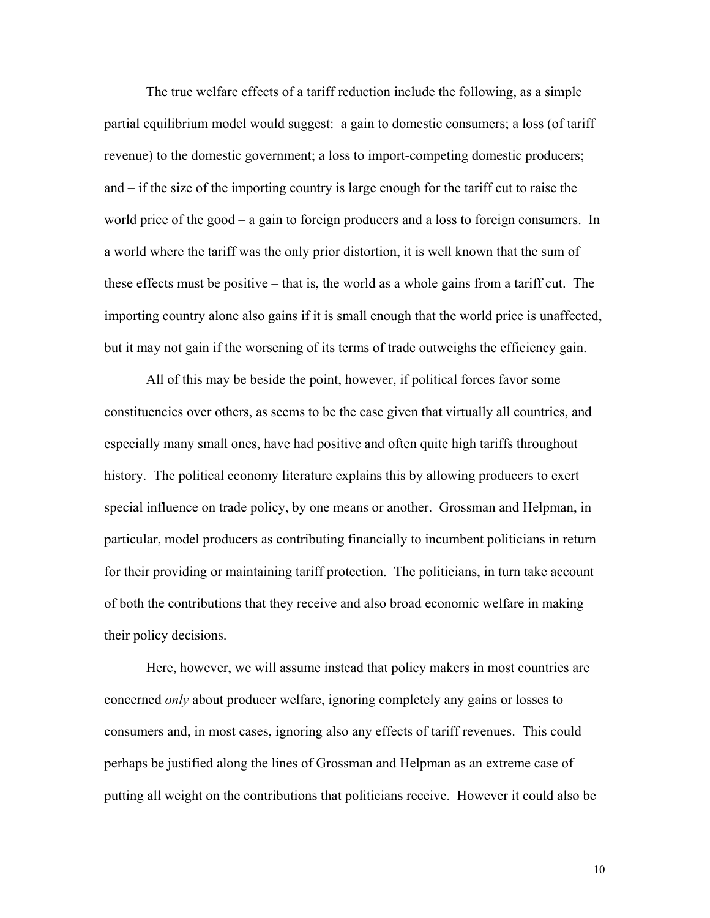The true welfare effects of a tariff reduction include the following, as a simple partial equilibrium model would suggest: a gain to domestic consumers; a loss (of tariff revenue) to the domestic government; a loss to import-competing domestic producers; and – if the size of the importing country is large enough for the tariff cut to raise the world price of the good – a gain to foreign producers and a loss to foreign consumers. In a world where the tariff was the only prior distortion, it is well known that the sum of these effects must be positive – that is, the world as a whole gains from a tariff cut. The importing country alone also gains if it is small enough that the world price is unaffected, but it may not gain if the worsening of its terms of trade outweighs the efficiency gain.

All of this may be beside the point, however, if political forces favor some constituencies over others, as seems to be the case given that virtually all countries, and especially many small ones, have had positive and often quite high tariffs throughout history. The political economy literature explains this by allowing producers to exert special influence on trade policy, by one means or another. Grossman and Helpman, in particular, model producers as contributing financially to incumbent politicians in return for their providing or maintaining tariff protection. The politicians, in turn take account of both the contributions that they receive and also broad economic welfare in making their policy decisions.

Here, however, we will assume instead that policy makers in most countries are concerned *only* about producer welfare, ignoring completely any gains or losses to consumers and, in most cases, ignoring also any effects of tariff revenues. This could perhaps be justified along the lines of Grossman and Helpman as an extreme case of putting all weight on the contributions that politicians receive. However it could also be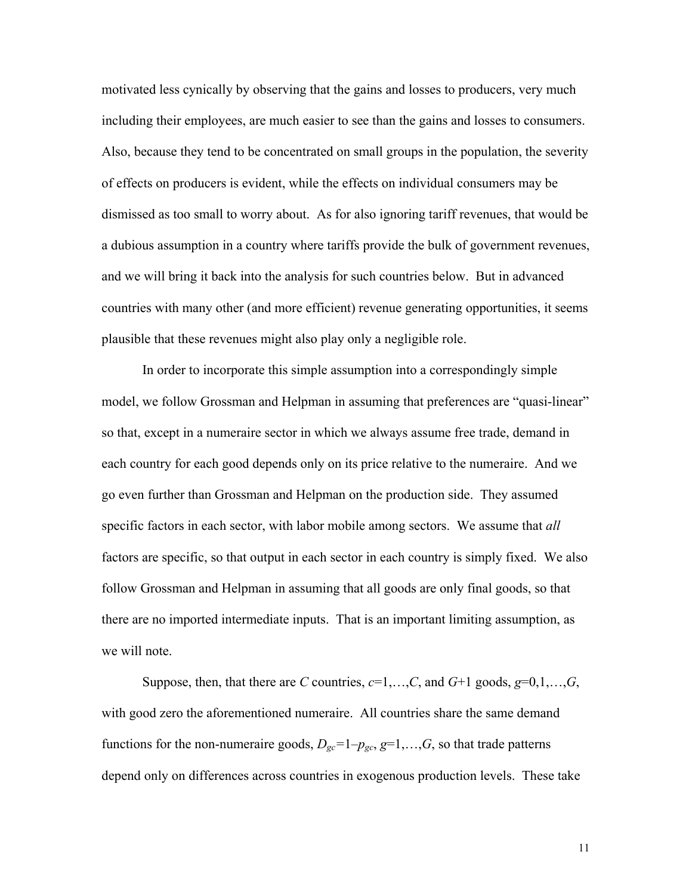motivated less cynically by observing that the gains and losses to producers, very much including their employees, are much easier to see than the gains and losses to consumers. Also, because they tend to be concentrated on small groups in the population, the severity of effects on producers is evident, while the effects on individual consumers may be dismissed as too small to worry about. As for also ignoring tariff revenues, that would be a dubious assumption in a country where tariffs provide the bulk of government revenues, and we will bring it back into the analysis for such countries below. But in advanced countries with many other (and more efficient) revenue generating opportunities, it seems plausible that these revenues might also play only a negligible role.

In order to incorporate this simple assumption into a correspondingly simple model, we follow Grossman and Helpman in assuming that preferences are "quasi-linear" so that, except in a numeraire sector in which we always assume free trade, demand in each country for each good depends only on its price relative to the numeraire. And we go even further than Grossman and Helpman on the production side. They assumed specific factors in each sector, with labor mobile among sectors. We assume that *all* factors are specific, so that output in each sector in each country is simply fixed. We also follow Grossman and Helpman in assuming that all goods are only final goods, so that there are no imported intermediate inputs. That is an important limiting assumption, as we will note.

Suppose, then, that there are $C$ countries, $c=1,\ldots,C$, and $G+1$ goods, $g=0,1,\ldots,G$, with good zero the aforementioned numeraire. All countries share the same demand functions for the non-numeraire goods, $D_{gc}=1-p_{gc}$, $g=1,\ldots,G$, so that trade patterns depend only on differences across countries in exogenous production levels. These take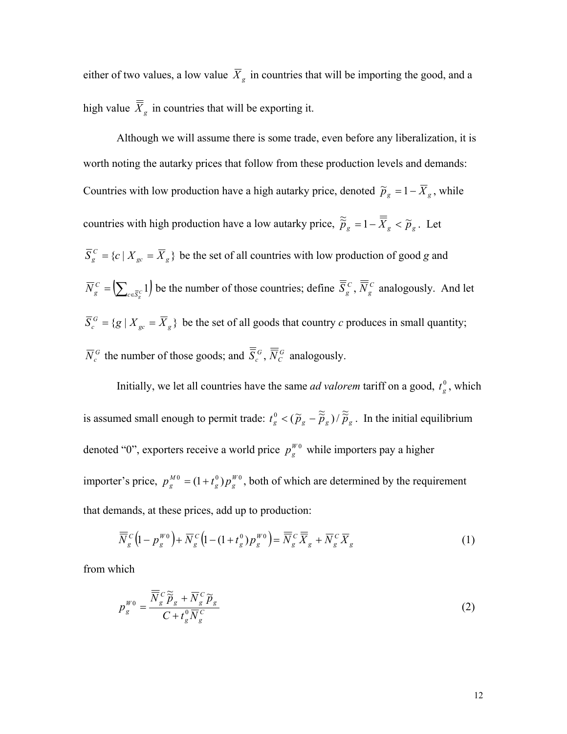either of two values, a low value $\overline{X}_g$ in countries that will be importing the good, and a high value $\overline{\overline{X}}_g$ in countries that will be exporting it.

Although we will assume there is some trade, even before any liberalization, it is worth noting the autarky prices that follow from these production levels and demands: Countries with low production have a high autarky price, denoted $\tilde{p}_g = 1 - \overline{X}_g$, while countries with high production have a low autarky price, $\tilde{\tilde{p}}_g = 1 - \overline{\overline{X}}_g < \tilde{p}_g$. Let $\overline{S}_g^C = \{c \mid X_{gc} = \overline{X}_g\}$ be the set of all countries with low production of good *g* and $\overline{N}_g^C = \left(\sum_{c \in \overline{S}_g^C} 1\right)$ be the number of those countries; define $\overline{\overline{S}}_g^C$, $\overline{\overline{N}}_g^C$ analogously. And let $\overline{S}_c^G = \{g \mid X_{gc} = \overline{X}_g\}$ be the set of all goods that country *c* produces in small quantity; $\overline{N}_c^G$ the number of those goods; and $\overline{\overline{S}}_c^G$, $\overline{\overline{N}}_C^G$ analogously.

Initially, we let all countries have the same *ad valorem* tariff on a good, $t_g^0$, which is assumed small enough to permit trade: $t_g^0 < (\tilde{p}_g - \tilde{\tilde{p}}_g)/\tilde{\tilde{p}}_g$. In the initial equilibrium denoted "0", exporters receive a world price $p_g^{W0}$ while importers pay a higher importer's price, $p_g^{M0} = (1 + t_g^0) p_g^{W0}$, both of which are determined by the requirement that demands, at these prices, add up to production:

$$\overline{\overline{N}}_g^C \left(1 - p_g^{W0}\right) + \overline{N}_g^C \left(1 - (1 + t_g^0) p_g^{W0}\right) = \overline{\overline{N}}_g^C \overline{\overline{X}}_g + \overline{N}_g^C \overline{X}_g \tag{1}$$

from which

$$p_g^{W0} = \frac{\overline{\overline{N}}_g^C \tilde{\tilde{p}}_g + \overline{N}_g^C \tilde{p}_g}{C + t_g^0 \overline{N}_g^C} \tag{2}$$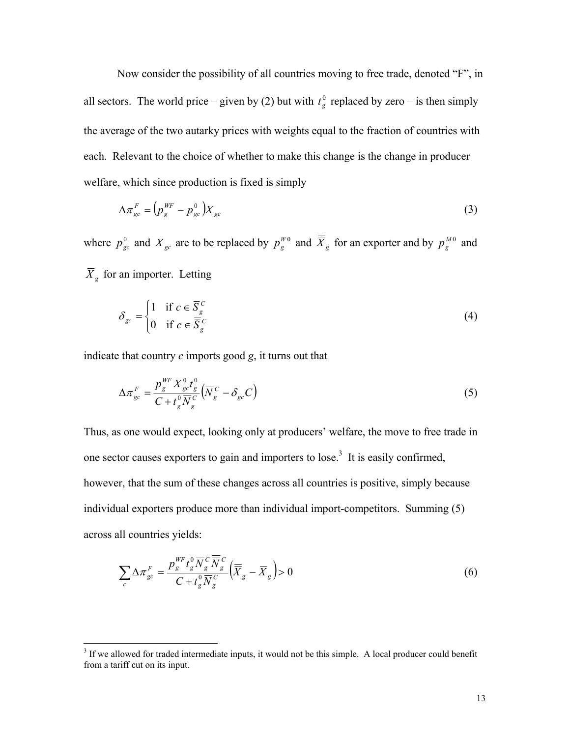Now consider the possibility of all countries moving to free trade, denoted "F", in all sectors. The world price – given by (2) but with $t_g^0$ replaced by zero – is then simply the average of the two autarky prices with weights equal to the fraction of countries with each. Relevant to the choice of whether to make this change is the change in producer welfare, which since production is fixed is simply

$$\Delta\pi_{gc}^F = \left(p_g^{WF} - p_{gc}^0\right)X_{gc} \tag{3}$$

where $p_{gc}^0$ and $X_{gc}$ are to be replaced by $p_g^{W0}$ and $\overline{\overline{X}}_g$ for an exporter and by $p_g^{M0}$ and $\overline{X}_g$ for an importer. Letting

$$\delta_{gc} = \begin{cases} 1 & \text{if } c \in \overline{S}_g^C \\ 0 & \text{if } c \in \overline{\overline{S}}_g^C \end{cases} \tag{4}$$

indicate that country $c$ imports good $g$, it turns out that

$$\Delta\pi_{gc}^F = \frac{p_g^{WF} X_{gc}^0 t_g^0}{C + t_g^0 \overline{N}_g^C}\left(\overline{N}_g^C - \delta_{gc} C\right) \tag{5}$$

Thus, as one would expect, looking only at producers' welfare, the move to free trade in one sector causes exporters to gain and importers to lose.[3] It is easily confirmed, however, that the sum of these changes across all countries is positive, simply because individual exporters produce more than individual import-competitors. Summing (5) across all countries yields:

$$\sum_c \Delta\pi_{gc}^F = \frac{p_g^{WF} t_g^0 \overline{N}_g^C \overline{\overline{N}}_g^C}{C + t_g^0 \overline{N}_g^C}\left(\overline{\overline{X}}_g - \overline{X}_g\right) > 0 \tag{6}$$

[3] If we allowed for traded intermediate inputs, it would not be this simple. A local producer could benefit from a tariff cut on its input.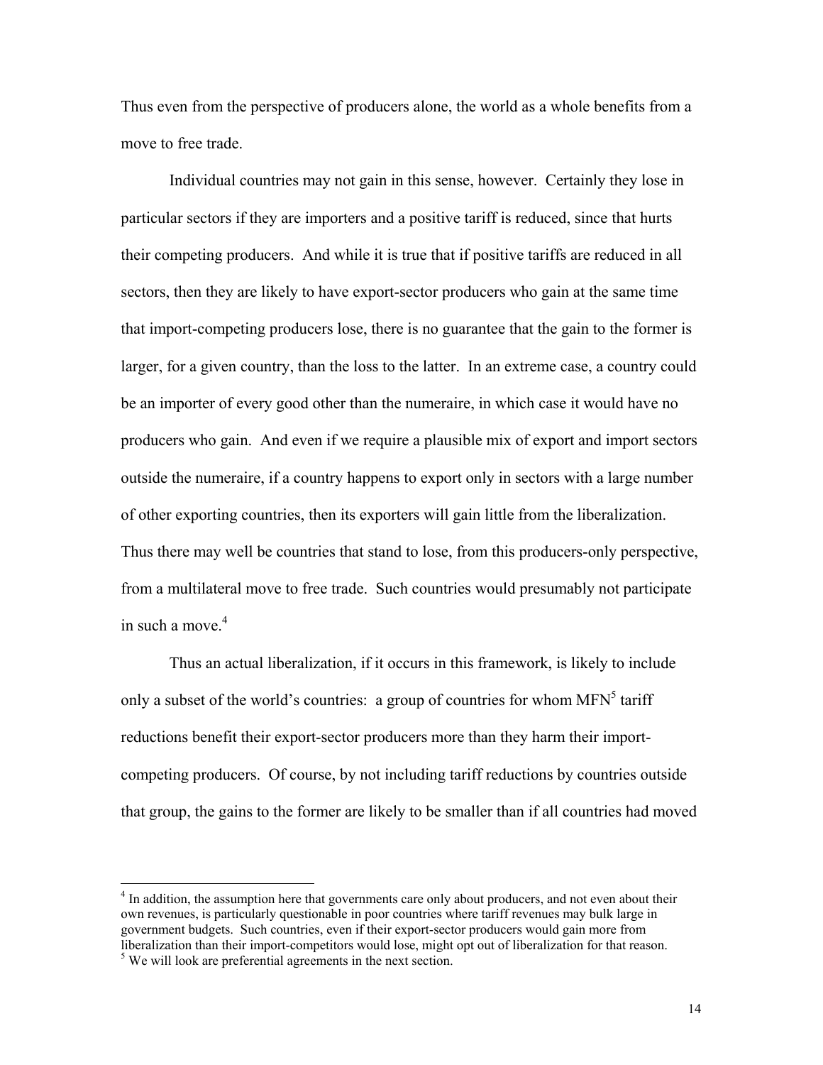Thus even from the perspective of producers alone, the world as a whole benefits from a move to free trade.

Individual countries may not gain in this sense, however. Certainly they lose in particular sectors if they are importers and a positive tariff is reduced, since that hurts their competing producers. And while it is true that if positive tariffs are reduced in all sectors, then they are likely to have export-sector producers who gain at the same time that import-competing producers lose, there is no guarantee that the gain to the former is larger, for a given country, than the loss to the latter. In an extreme case, a country could be an importer of every good other than the numeraire, in which case it would have no producers who gain. And even if we require a plausible mix of export and import sectors outside the numeraire, if a country happens to export only in sectors with a large number of other exporting countries, then its exporters will gain little from the liberalization. Thus there may well be countries that stand to lose, from this producers-only perspective, from a multilateral move to free trade. Such countries would presumably not participate in such a move.[4]

Thus an actual liberalization, if it occurs in this framework, is likely to include only a subset of the world's countries: a group of countries for whom MFN[5] tariff reductions benefit their export-sector producers more than they harm their import-competing producers. Of course, by not including tariff reductions by countries outside that group, the gains to the former are likely to be smaller than if all countries had moved

---

[4] In addition, the assumption here that governments care only about producers, and not even about their own revenues, is particularly questionable in poor countries where tariff revenues may bulk large in government budgets. Such countries, even if their export-sector producers would gain more from liberalization than their import-competitors would lose, might opt out of liberalization for that reason.

[5] We will look are preferential agreements in the next section.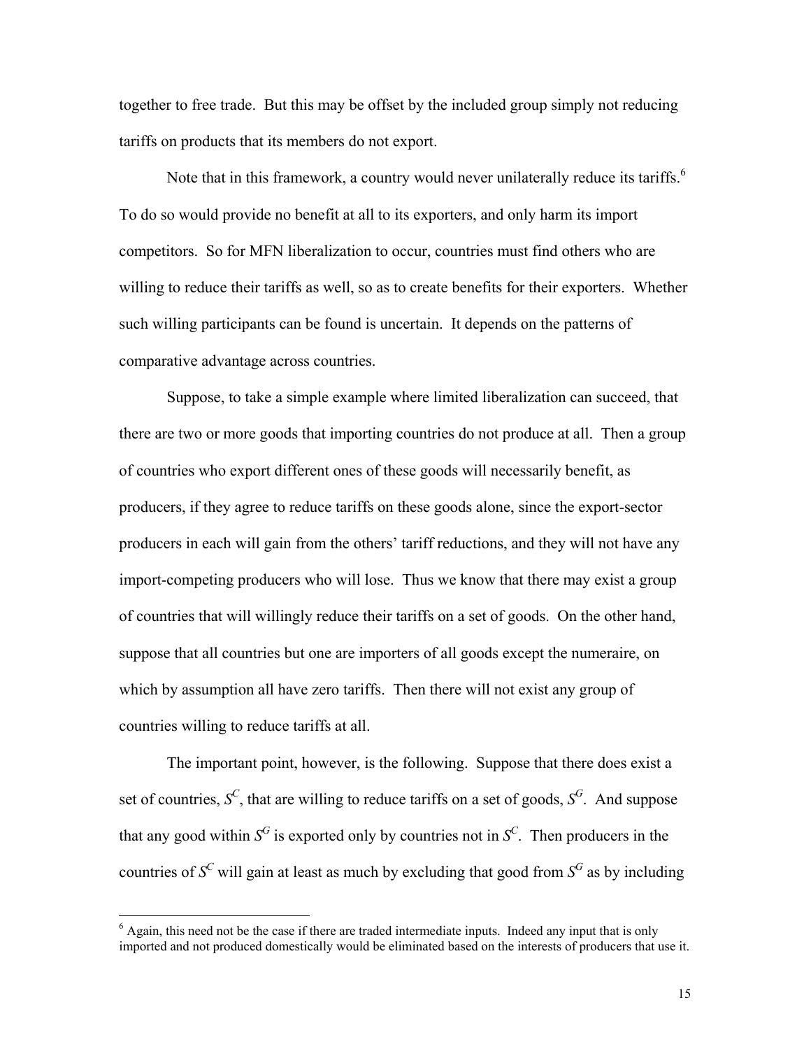together to free trade. But this may be offset by the included group simply not reducing tariffs on products that its members do not export.

Note that in this framework, a country would never unilaterally reduce its tariffs.[6] To do so would provide no benefit at all to its exporters, and only harm its import competitors. So for MFN liberalization to occur, countries must find others who are willing to reduce their tariffs as well, so as to create benefits for their exporters. Whether such willing participants can be found is uncertain. It depends on the patterns of comparative advantage across countries.

Suppose, to take a simple example where limited liberalization can succeed, that there are two or more goods that importing countries do not produce at all. Then a group of countries who export different ones of these goods will necessarily benefit, as producers, if they agree to reduce tariffs on these goods alone, since the export-sector producers in each will gain from the others' tariff reductions, and they will not have any import-competing producers who will lose. Thus we know that there may exist a group of countries that will willingly reduce their tariffs on a set of goods. On the other hand, suppose that all countries but one are importers of all goods except the numeraire, on which by assumption all have zero tariffs. Then there will not exist any group of countries willing to reduce tariffs at all.

The important point, however, is the following. Suppose that there does exist a set of countries, $S^C$, that are willing to reduce tariffs on a set of goods, $S^G$. And suppose that any good within $S^G$ is exported only by countries not in $S^C$. Then producers in the countries of $S^C$ will gain at least as much by excluding that good from $S^G$ as by including

[6] Again, this need not be the case if there are traded intermediate inputs. Indeed any input that is only imported and not produced domestically would be eliminated based on the interests of producers that use it.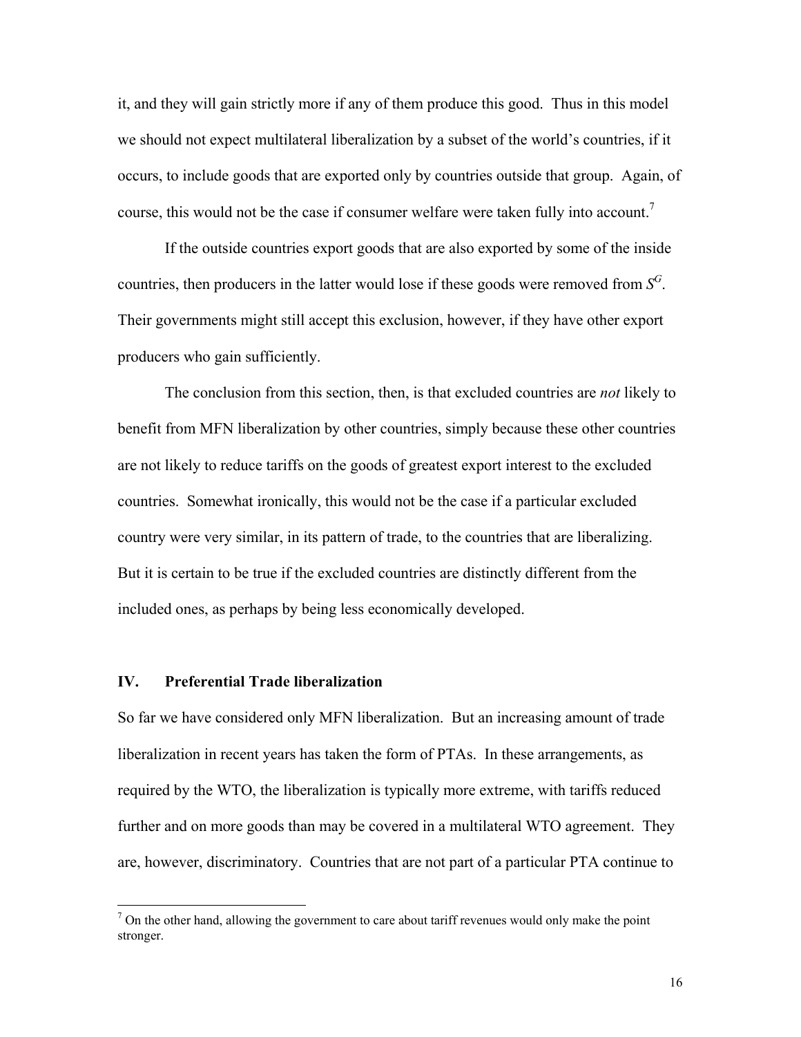it, and they will gain strictly more if any of them produce this good. Thus in this model we should not expect multilateral liberalization by a subset of the world's countries, if it occurs, to include goods that are exported only by countries outside that group. Again, of course, this would not be the case if consumer welfare were taken fully into account.[7]

If the outside countries export goods that are also exported by some of the inside countries, then producers in the latter would lose if these goods were removed from $S^G$. Their governments might still accept this exclusion, however, if they have other export producers who gain sufficiently.

The conclusion from this section, then, is that excluded countries are *not* likely to benefit from MFN liberalization by other countries, simply because these other countries are not likely to reduce tariffs on the goods of greatest export interest to the excluded countries. Somewhat ironically, this would not be the case if a particular excluded country were very similar, in its pattern of trade, to the countries that are liberalizing. But it is certain to be true if the excluded countries are distinctly different from the included ones, as perhaps by being less economically developed.

## IV. Preferential Trade liberalization

So far we have considered only MFN liberalization. But an increasing amount of trade liberalization in recent years has taken the form of PTAs. In these arrangements, as required by the WTO, the liberalization is typically more extreme, with tariffs reduced further and on more goods than may be covered in a multilateral WTO agreement. They are, however, discriminatory. Countries that are not part of a particular PTA continue to

[7] On the other hand, allowing the government to care about tariff revenues would only make the point stronger.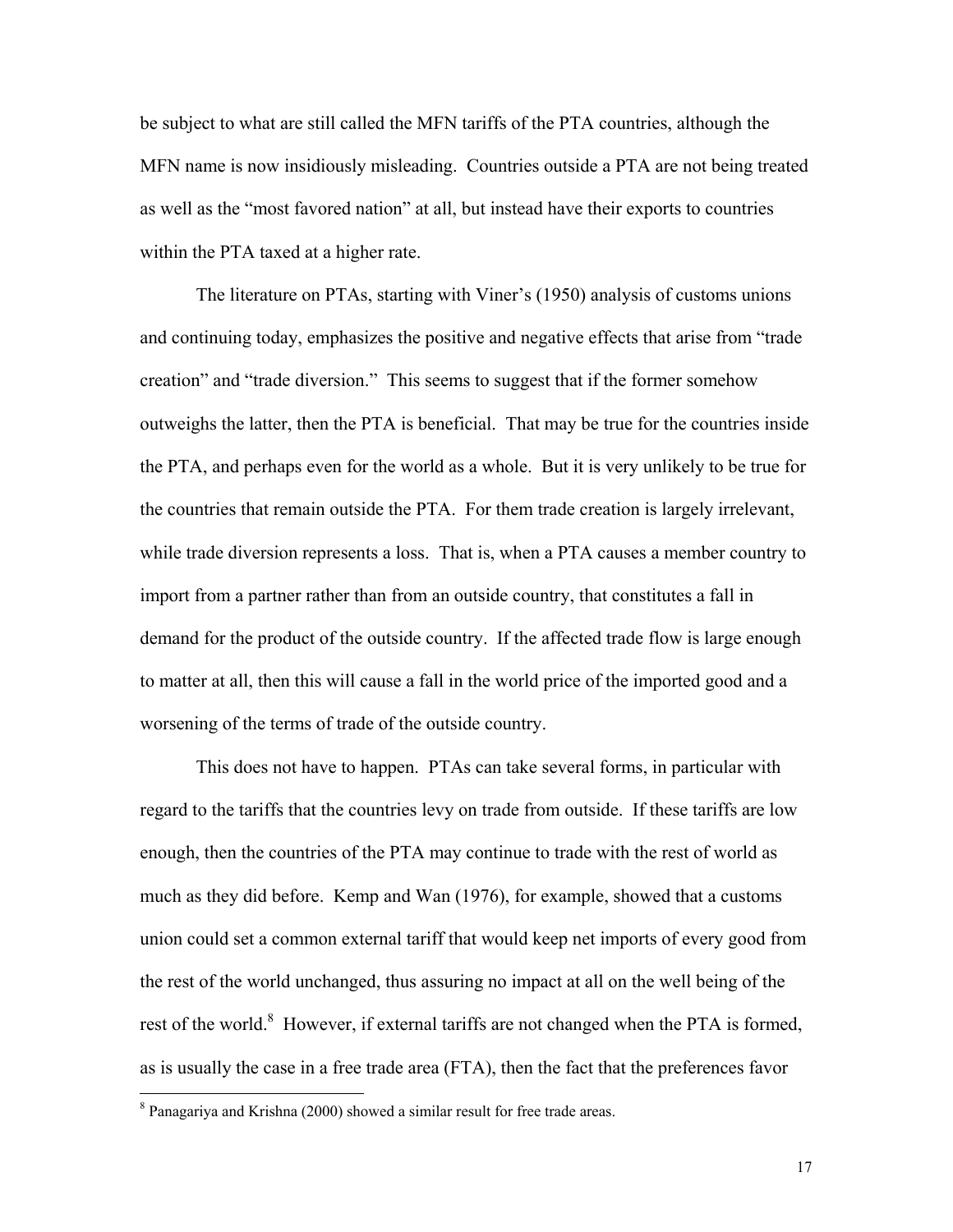be subject to what are still called the MFN tariffs of the PTA countries, although the MFN name is now insidiously misleading. Countries outside a PTA are not being treated as well as the "most favored nation" at all, but instead have their exports to countries within the PTA taxed at a higher rate.

The literature on PTAs, starting with Viner's (1950) analysis of customs unions and continuing today, emphasizes the positive and negative effects that arise from "trade creation" and "trade diversion." This seems to suggest that if the former somehow outweighs the latter, then the PTA is beneficial. That may be true for the countries inside the PTA, and perhaps even for the world as a whole. But it is very unlikely to be true for the countries that remain outside the PTA. For them trade creation is largely irrelevant, while trade diversion represents a loss. That is, when a PTA causes a member country to import from a partner rather than from an outside country, that constitutes a fall in demand for the product of the outside country. If the affected trade flow is large enough to matter at all, then this will cause a fall in the world price of the imported good and a worsening of the terms of trade of the outside country.

This does not have to happen. PTAs can take several forms, in particular with regard to the tariffs that the countries levy on trade from outside. If these tariffs are low enough, then the countries of the PTA may continue to trade with the rest of world as much as they did before. Kemp and Wan (1976), for example, showed that a customs union could set a common external tariff that would keep net imports of every good from the rest of the world unchanged, thus assuring no impact at all on the well being of the rest of the world.[8] However, if external tariffs are not changed when the PTA is formed, as is usually the case in a free trade area (FTA), then the fact that the preferences favor

[8] Panagariya and Krishna (2000) showed a similar result for free trade areas.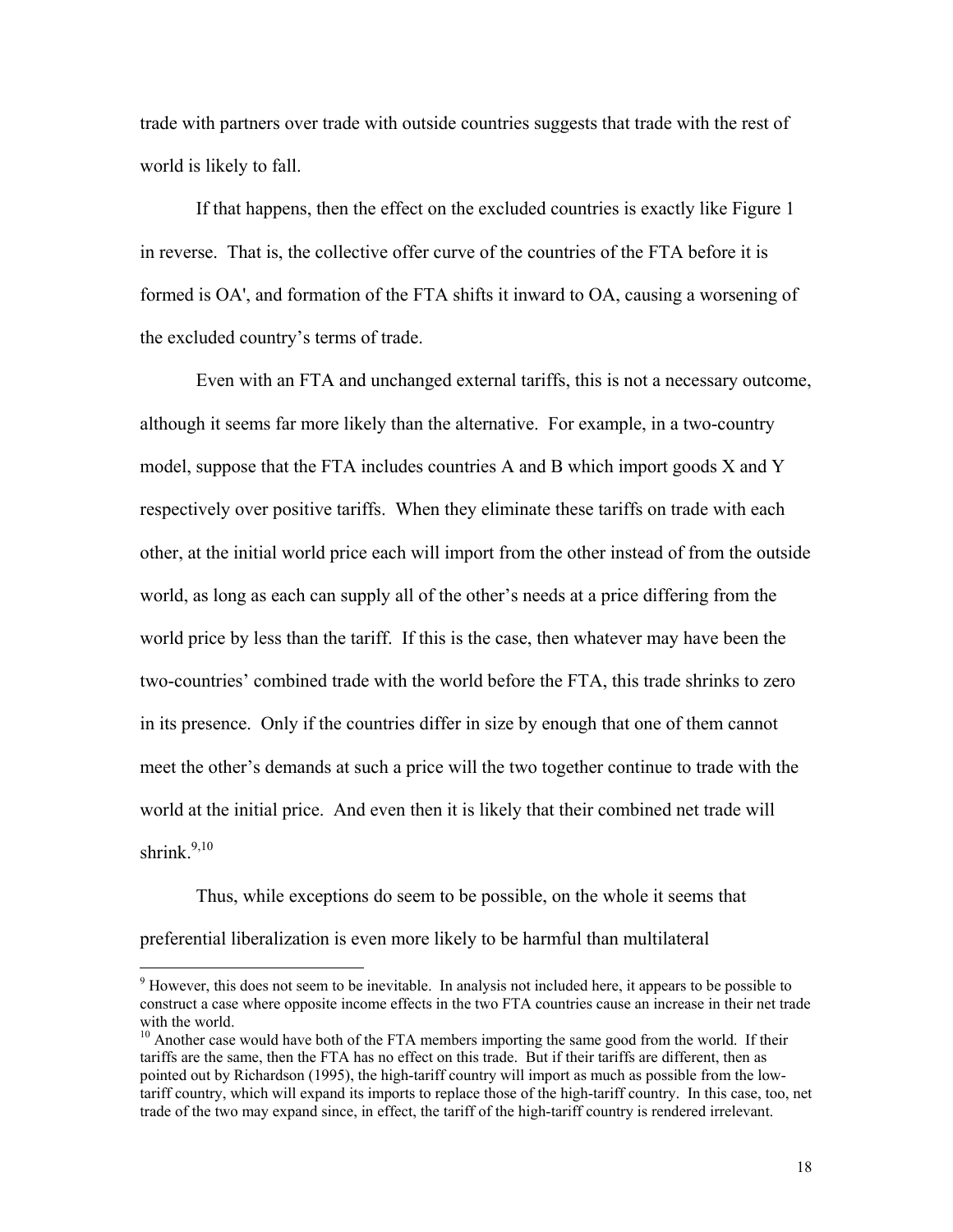trade with partners over trade with outside countries suggests that trade with the rest of world is likely to fall.

If that happens, then the effect on the excluded countries is exactly like Figure 1 in reverse. That is, the collective offer curve of the countries of the FTA before it is formed is OA', and formation of the FTA shifts it inward to OA, causing a worsening of the excluded country's terms of trade.

Even with an FTA and unchanged external tariffs, this is not a necessary outcome, although it seems far more likely than the alternative. For example, in a two-country model, suppose that the FTA includes countries A and B which import goods X and Y respectively over positive tariffs. When they eliminate these tariffs on trade with each other, at the initial world price each will import from the other instead of from the outside world, as long as each can supply all of the other's needs at a price differing from the world price by less than the tariff. If this is the case, then whatever may have been the two-countries' combined trade with the world before the FTA, this trade shrinks to zero in its presence. Only if the countries differ in size by enough that one of them cannot meet the other's demands at such a price will the two together continue to trade with the world at the initial price. And even then it is likely that their combined net trade will shrink.[9,10]

Thus, while exceptions do seem to be possible, on the whole it seems that preferential liberalization is even more likely to be harmful than multilateral

---

[9] However, this does not seem to be inevitable. In analysis not included here, it appears to be possible to construct a case where opposite income effects in the two FTA countries cause an increase in their net trade with the world.

[10] Another case would have both of the FTA members importing the same good from the world. If their tariffs are the same, then the FTA has no effect on this trade. But if their tariffs are different, then as pointed out by Richardson (1995), the high-tariff country will import as much as possible from the low-tariff country, which will expand its imports to replace those of the high-tariff country. In this case, too, net trade of the two may expand since, in effect, the tariff of the high-tariff country is rendered irrelevant.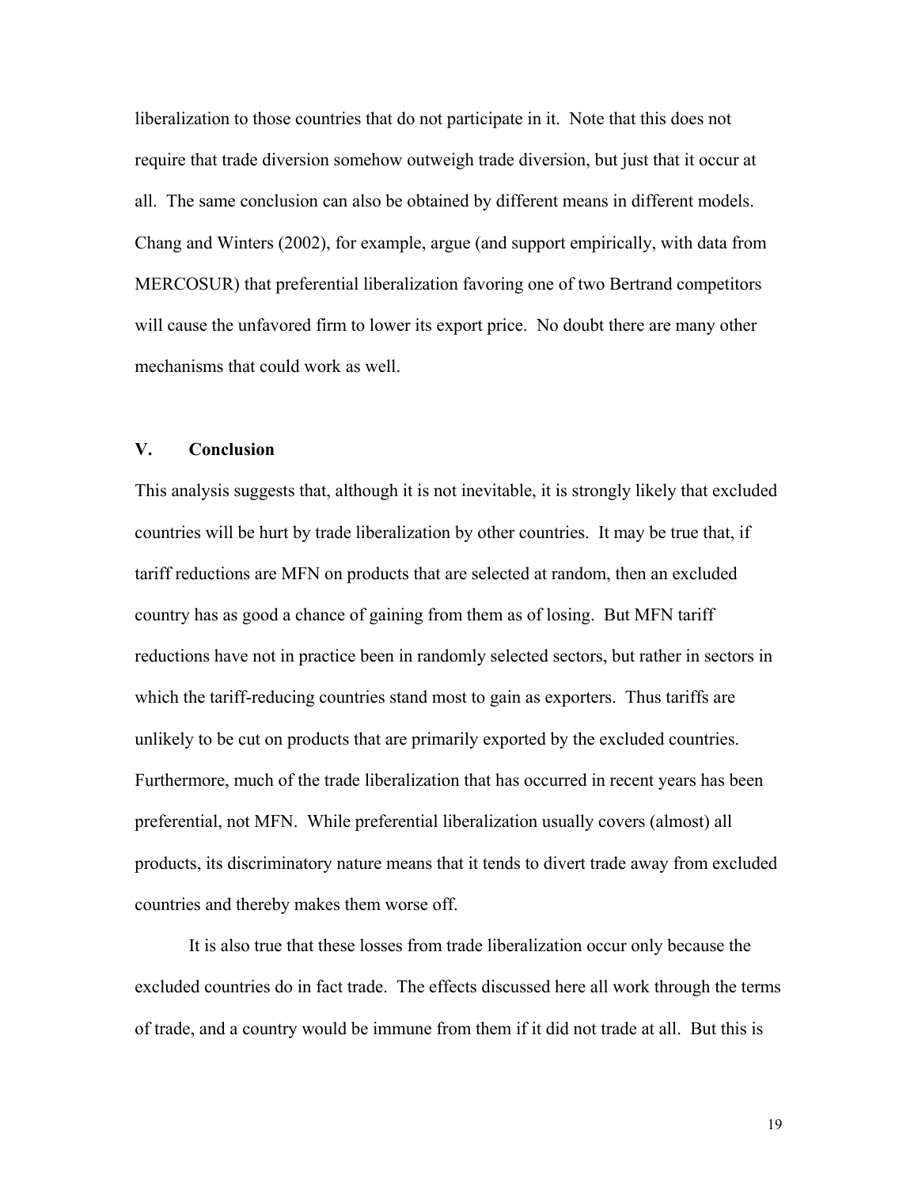liberalization to those countries that do not participate in it. Note that this does not require that trade diversion somehow outweigh trade diversion, but just that it occur at all. The same conclusion can also be obtained by different means in different models. Chang and Winters (2002), for example, argue (and support empirically, with data from MERCOSUR) that preferential liberalization favoring one of two Bertrand competitors will cause the unfavored firm to lower its export price. No doubt there are many other mechanisms that could work as well.

## V. Conclusion

This analysis suggests that, although it is not inevitable, it is strongly likely that excluded countries will be hurt by trade liberalization by other countries. It may be true that, if tariff reductions are MFN on products that are selected at random, then an excluded country has as good a chance of gaining from them as of losing. But MFN tariff reductions have not in practice been in randomly selected sectors, but rather in sectors in which the tariff-reducing countries stand most to gain as exporters. Thus tariffs are unlikely to be cut on products that are primarily exported by the excluded countries. Furthermore, much of the trade liberalization that has occurred in recent years has been preferential, not MFN. While preferential liberalization usually covers (almost) all products, its discriminatory nature means that it tends to divert trade away from excluded countries and thereby makes them worse off.

It is also true that these losses from trade liberalization occur only because the excluded countries do in fact trade. The effects discussed here all work through the terms of trade, and a country would be immune from them if it did not trade at all. But this is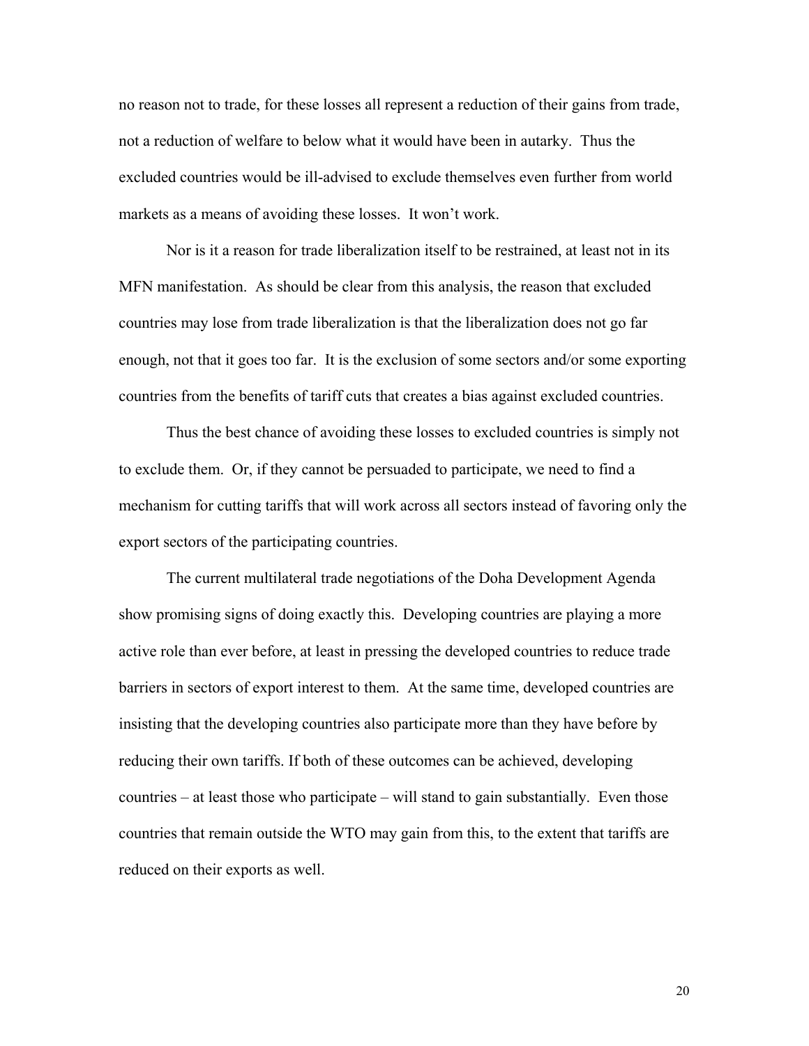no reason not to trade, for these losses all represent a reduction of their gains from trade, not a reduction of welfare to below what it would have been in autarky. Thus the excluded countries would be ill-advised to exclude themselves even further from world markets as a means of avoiding these losses. It won't work.

Nor is it a reason for trade liberalization itself to be restrained, at least not in its MFN manifestation. As should be clear from this analysis, the reason that excluded countries may lose from trade liberalization is that the liberalization does not go far enough, not that it goes too far. It is the exclusion of some sectors and/or some exporting countries from the benefits of tariff cuts that creates a bias against excluded countries.

Thus the best chance of avoiding these losses to excluded countries is simply not to exclude them. Or, if they cannot be persuaded to participate, we need to find a mechanism for cutting tariffs that will work across all sectors instead of favoring only the export sectors of the participating countries.

The current multilateral trade negotiations of the Doha Development Agenda show promising signs of doing exactly this. Developing countries are playing a more active role than ever before, at least in pressing the developed countries to reduce trade barriers in sectors of export interest to them. At the same time, developed countries are insisting that the developing countries also participate more than they have before by reducing their own tariffs. If both of these outcomes can be achieved, developing countries – at least those who participate – will stand to gain substantially. Even those countries that remain outside the WTO may gain from this, to the extent that tariffs are reduced on their exports as well.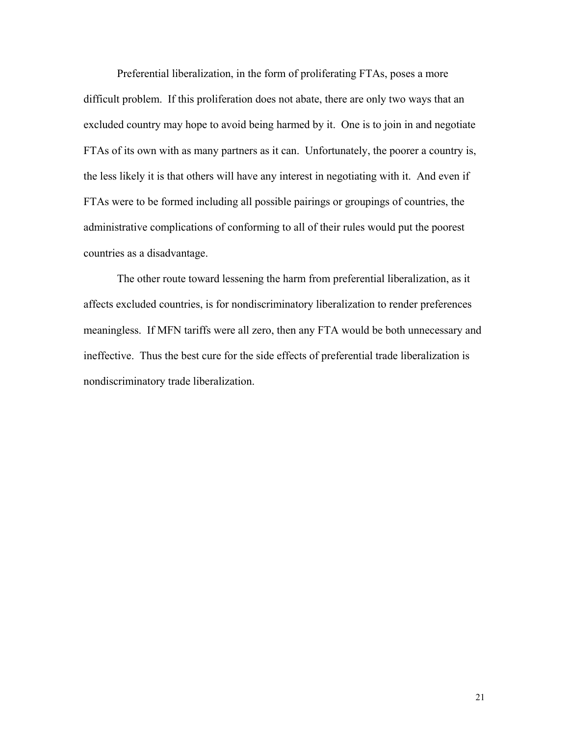Preferential liberalization, in the form of proliferating FTAs, poses a more difficult problem. If this proliferation does not abate, there are only two ways that an excluded country may hope to avoid being harmed by it. One is to join in and negotiate FTAs of its own with as many partners as it can. Unfortunately, the poorer a country is, the less likely it is that others will have any interest in negotiating with it. And even if FTAs were to be formed including all possible pairings or groupings of countries, the administrative complications of conforming to all of their rules would put the poorest countries as a disadvantage.

The other route toward lessening the harm from preferential liberalization, as it affects excluded countries, is for nondiscriminatory liberalization to render preferences meaningless. If MFN tariffs were all zero, then any FTA would be both unnecessary and ineffective. Thus the best cure for the side effects of preferential trade liberalization is nondiscriminatory trade liberalization.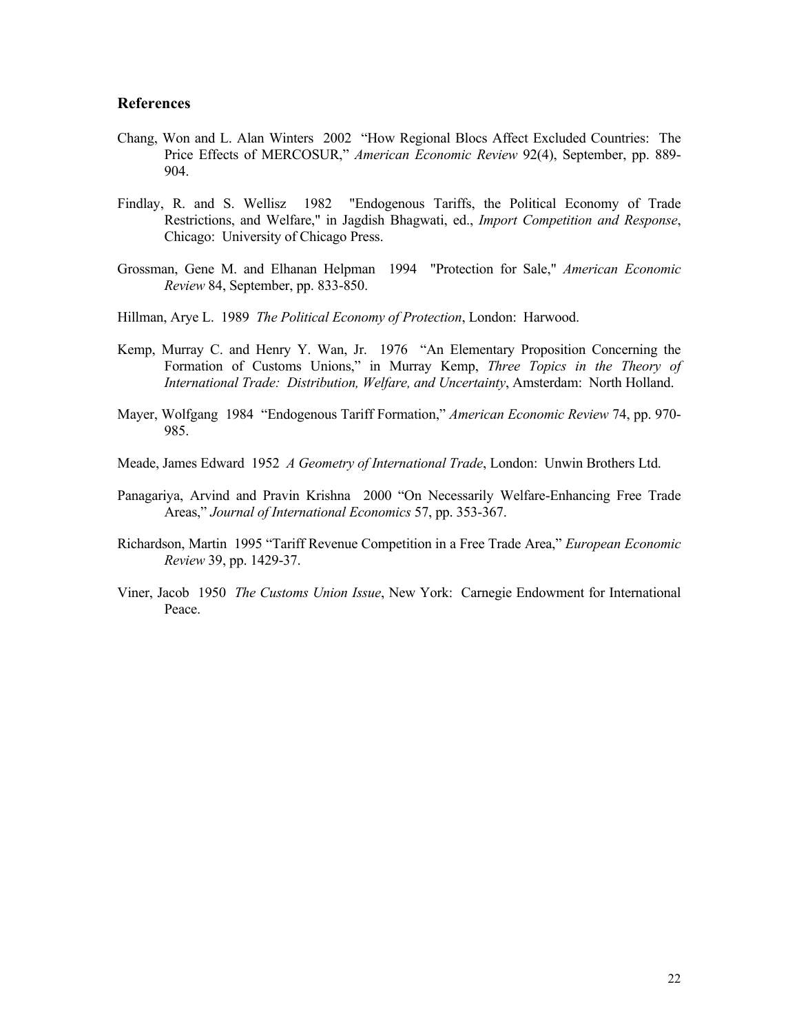## References

Chang, Won and L. Alan Winters 2002 "How Regional Blocs Affect Excluded Countries: The Price Effects of MERCOSUR," *American Economic Review* 92(4), September, pp. 889-904.

Findlay, R. and S. Wellisz 1982 "Endogenous Tariffs, the Political Economy of Trade Restrictions, and Welfare," in Jagdish Bhagwati, ed., *Import Competition and Response*, Chicago: University of Chicago Press.

Grossman, Gene M. and Elhanan Helpman 1994 "Protection for Sale," *American Economic Review* 84, September, pp. 833-850.

Hillman, Arye L. 1989 *The Political Economy of Protection*, London: Harwood.

Kemp, Murray C. and Henry Y. Wan, Jr. 1976 "An Elementary Proposition Concerning the Formation of Customs Unions," in Murray Kemp, *Three Topics in the Theory of International Trade: Distribution, Welfare, and Uncertainty*, Amsterdam: North Holland.

Mayer, Wolfgang 1984 "Endogenous Tariff Formation," *American Economic Review* 74, pp. 970-985.

Meade, James Edward 1952 *A Geometry of International Trade*, London: Unwin Brothers Ltd.

Panagariya, Arvind and Pravin Krishna 2000 "On Necessarily Welfare-Enhancing Free Trade Areas," *Journal of International Economics* 57, pp. 353-367.

Richardson, Martin 1995 "Tariff Revenue Competition in a Free Trade Area," *European Economic Review* 39, pp. 1429-37.

Viner, Jacob 1950 *The Customs Union Issue*, New York: Carnegie Endowment for International Peace.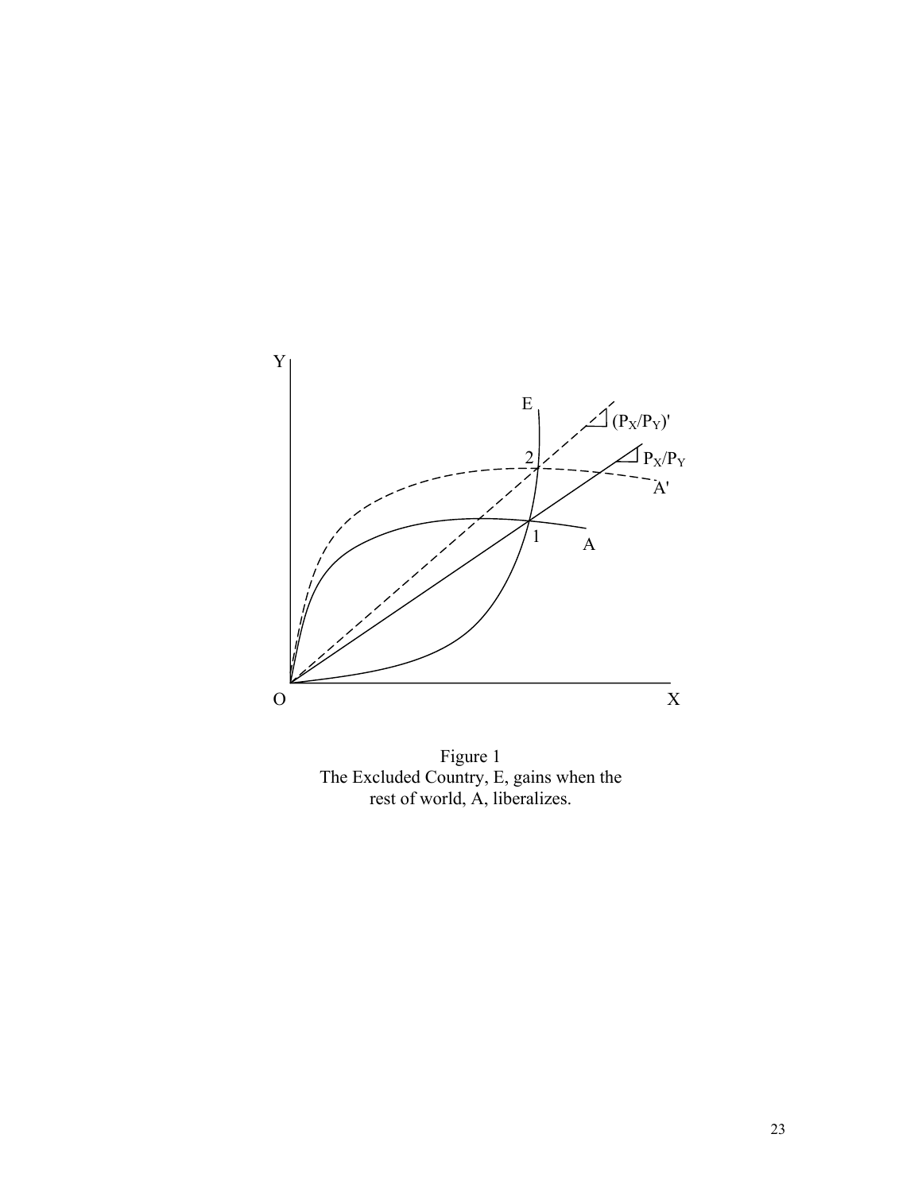Figure 1
The Excluded Country, E, gains when the rest of world, A, liberalizes.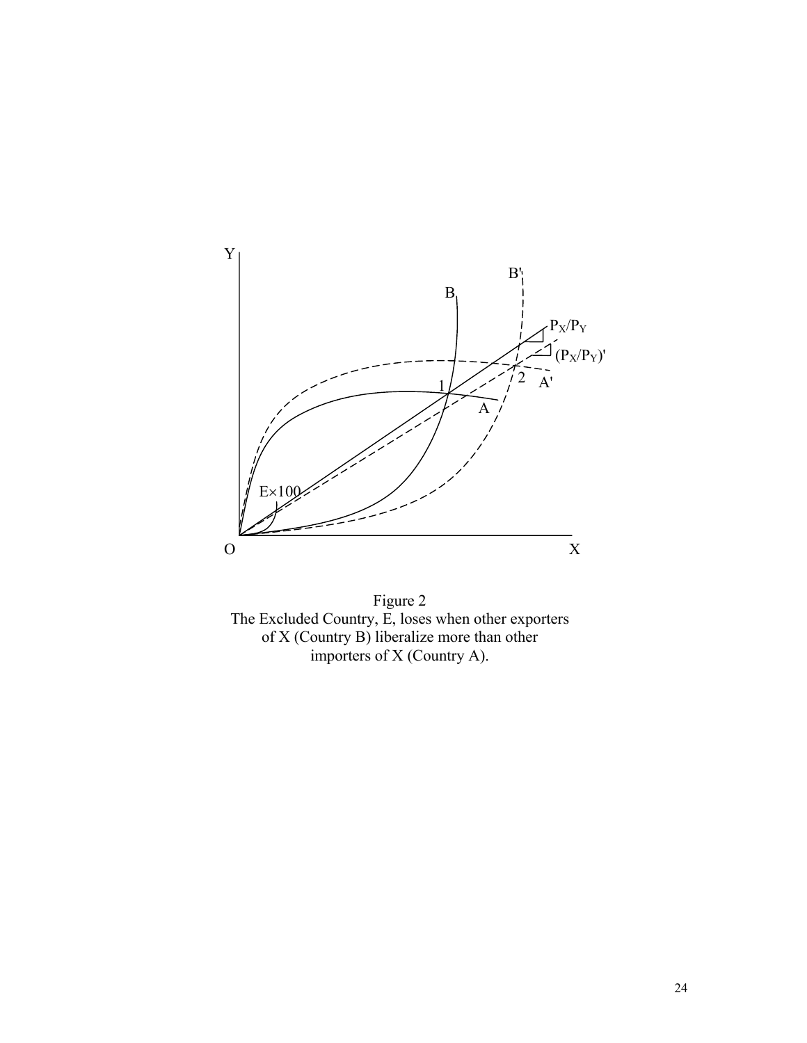Y

B'

B

$P_X/P_Y$

$(P_X/P_Y)'$

1

2

A'

A

E×100

O

X

Figure 2
The Excluded Country, E, loses when other exporters of X (Country B) liberalize more than other importers of X (Country A).